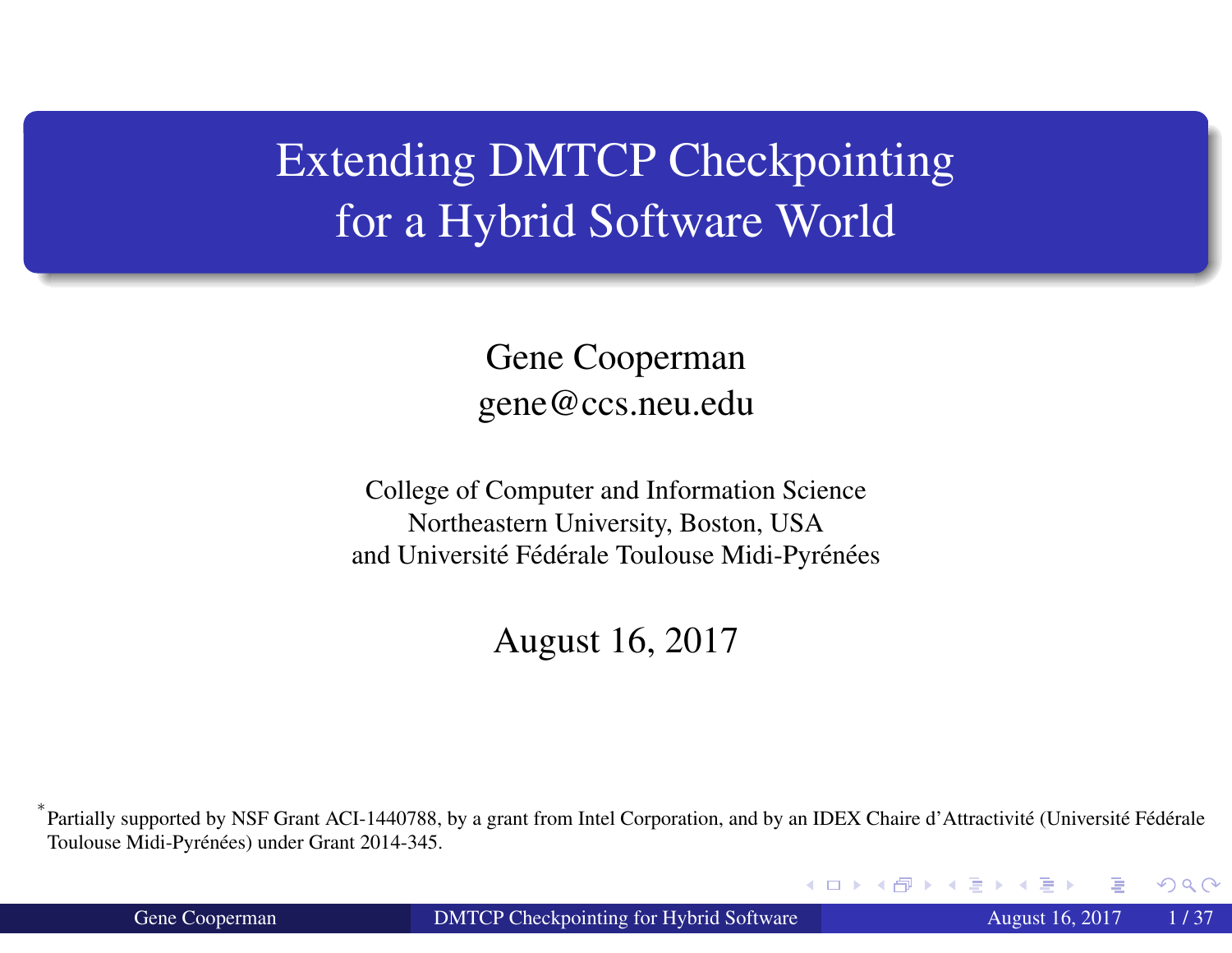# Extending DMTCP Checkpointing for a Hybrid Software World

Gene Cooperman
gene@ccs.neu.edu

College of Computer and Information Science
Northeastern University, Boston, USA
and Université Fédérale Toulouse Midi-Pyrénées

August 16, 2017

[*] Partially supported by NSF Grant ACI-1440788, by a grant from Intel Corporation, and by an IDEX Chaire d'Attractivité (Université Fédérale Toulouse Midi-Pyrénées) under Grant 2014-345.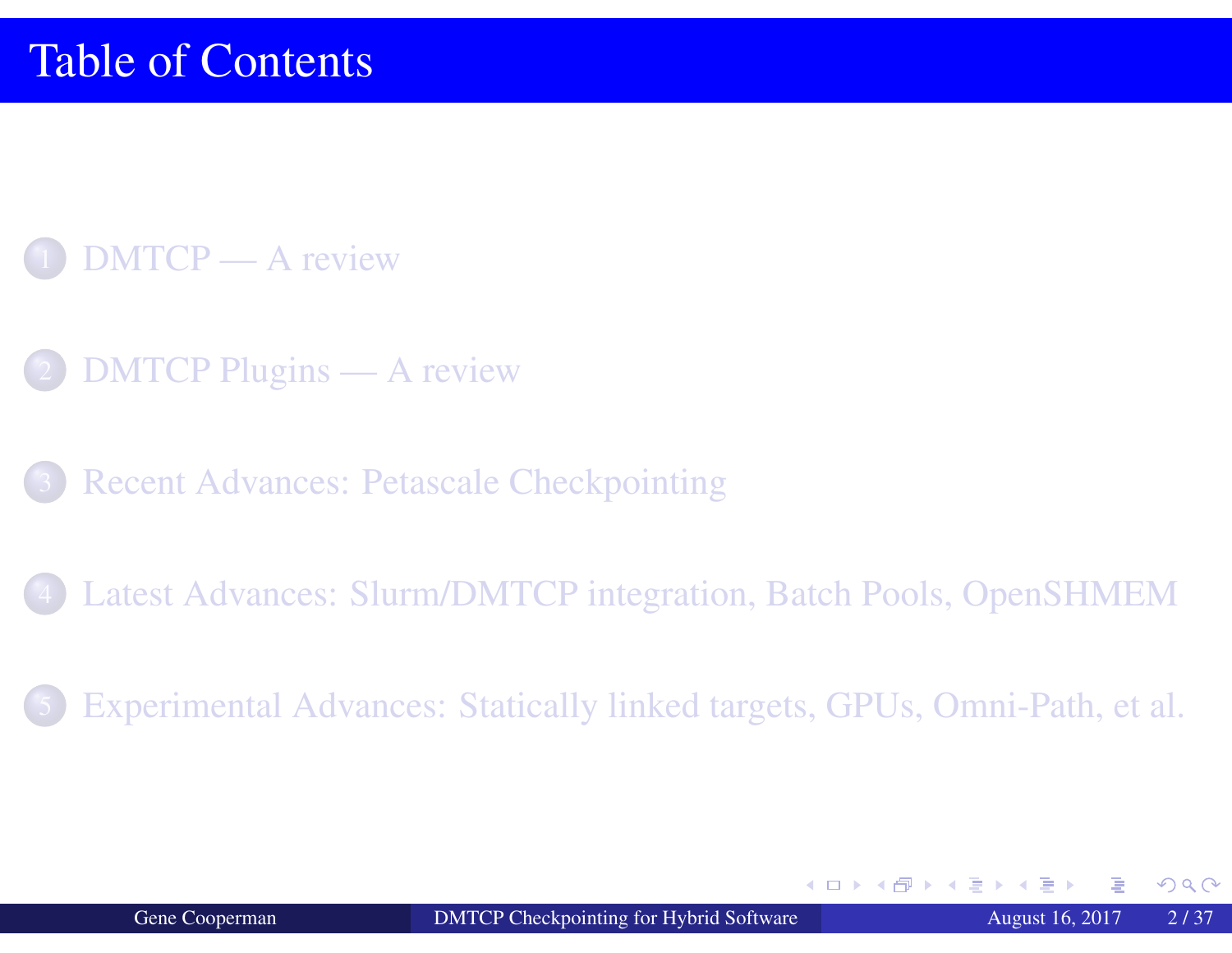# Table of Contents

1. DMTCP — A review
2. DMTCP Plugins — A review
3. Recent Advances: Petascale Checkpointing
4. Latest Advances: Slurm/DMTCP integration, Batch Pools, OpenSHMEM
5. Experimental Advances: Statically linked targets, GPUs, Omni-Path, et al.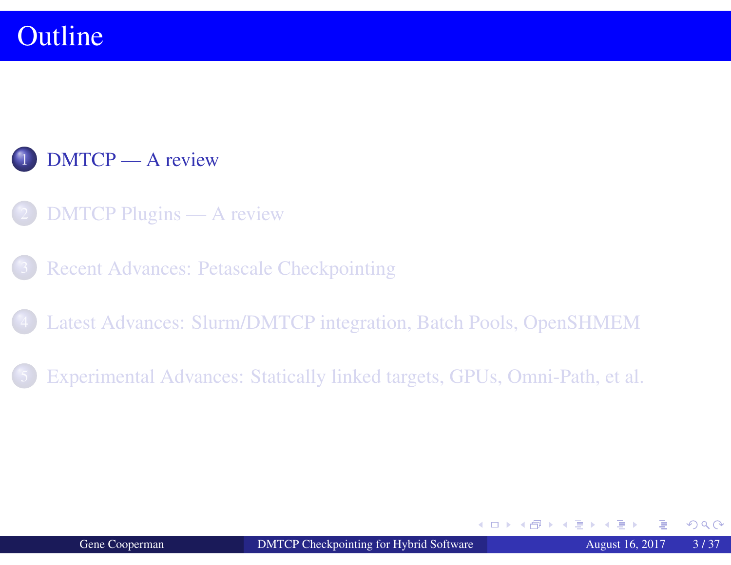# Outline

1. DMTCP — A review
2. DMTCP Plugins — A review
3. Recent Advances: Petascale Checkpointing
4. Latest Advances: Slurm/DMTCP integration, Batch Pools, OpenSHMEM
5. Experimental Advances: Statically linked targets, GPUs, Omni-Path, et al.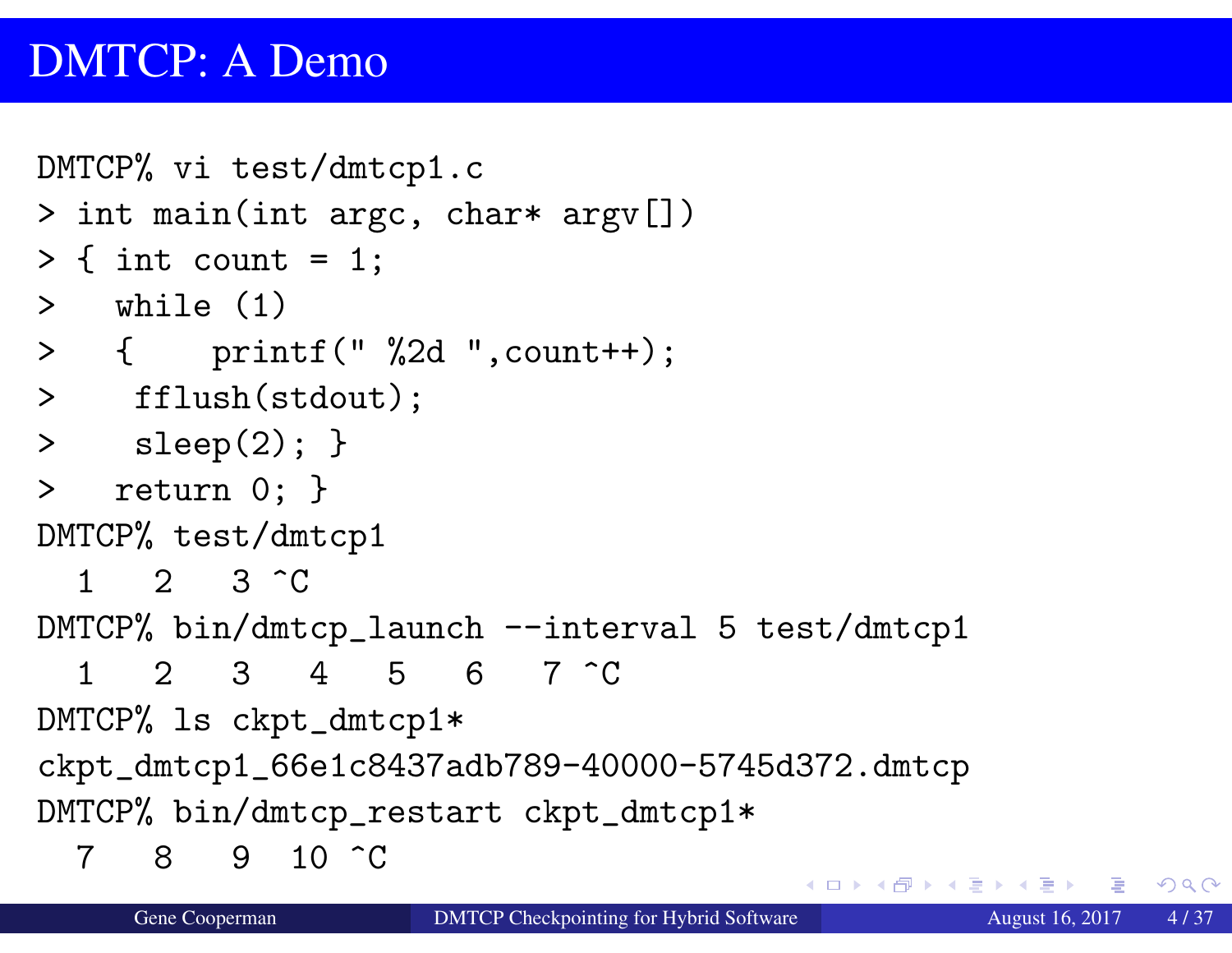# DMTCP: A Demo

```
DMTCP% vi test/dmtcp1.c
> int main(int argc, char* argv[])
> { int count = 1;
>   while (1)
>   {    printf(" %2d ",count++);
>    fflush(stdout);
>    sleep(2); }
>   return 0; }
DMTCP% test/dmtcp1
  1   2   3 ^C
DMTCP% bin/dmtcp_launch --interval 5 test/dmtcp1
  1   2   3   4   5   6   7 ^C
DMTCP% ls ckpt_dmtcp1*
ckpt_dmtcp1_66e1c8437adb789-40000-5745d372.dmtcp
DMTCP% bin/dmtcp_restart ckpt_dmtcp1*
  7   8   9  10 ^C
```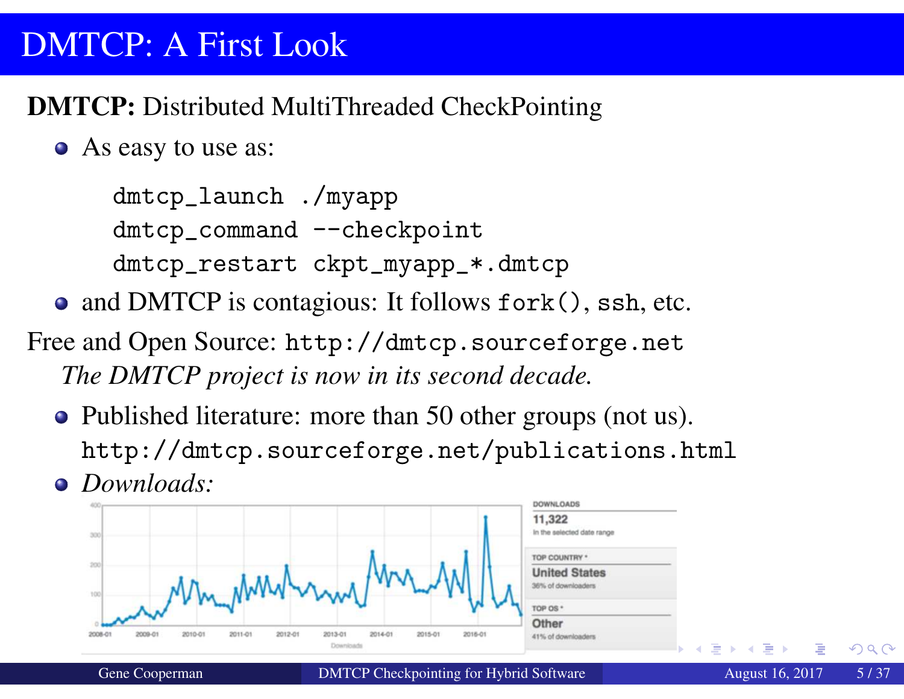# DMTCP: A First Look

**DMTCP:** Distributed MultiThreaded CheckPointing

- As easy to use as:

```
dmtcp_launch ./myapp
dmtcp_command --checkpoint
dmtcp_restart ckpt_myapp_*.dmtcp
```

- and DMTCP is contagious: It follows `fork()`, `ssh`, etc.

Free and Open Source: `http://dmtcp.sourceforge.net`

*The DMTCP project is now in its second decade.*

- Published literature: more than 50 other groups (not us).
  `http://dmtcp.sourceforge.net/publications.html`
- *Downloads:*

DOWNLOADS
11,322
In the selected date range

TOP COUNTRY *
United States
36% of downloaders

TOP OS *
Other
41% of downloaders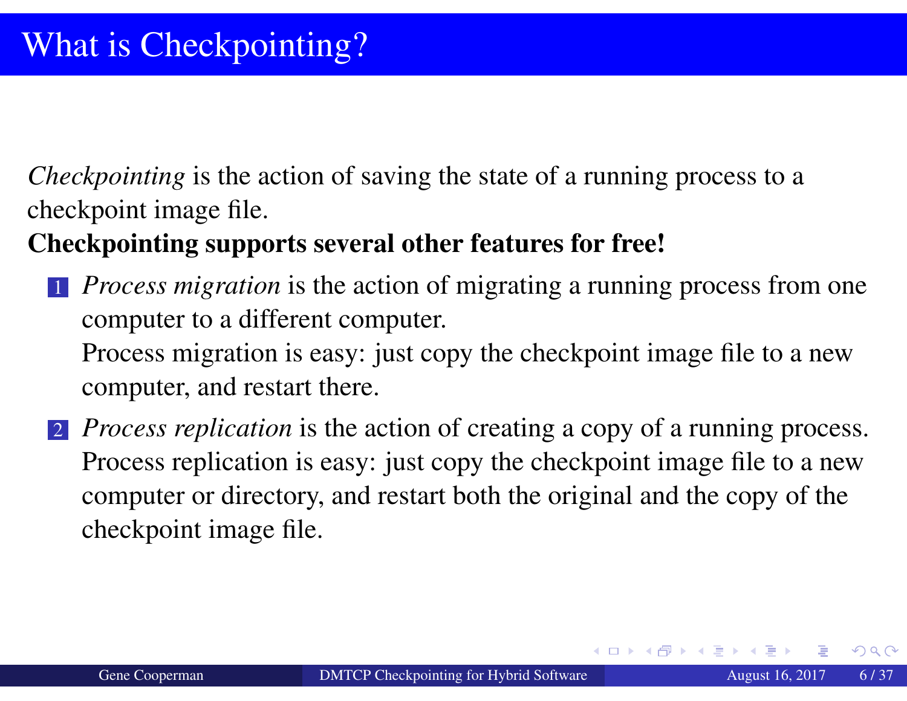# What is Checkpointing?

*Checkpointing* is the action of saving the state of a running process to a checkpoint image file.

**Checkpointing supports several other features for free!**

1. *Process migration* is the action of migrating a running process from one computer to a different computer.
   Process migration is easy: just copy the checkpoint image file to a new computer, and restart there.
2. *Process replication* is the action of creating a copy of a running process.
   Process replication is easy: just copy the checkpoint image file to a new computer or directory, and restart both the original and the copy of the checkpoint image file.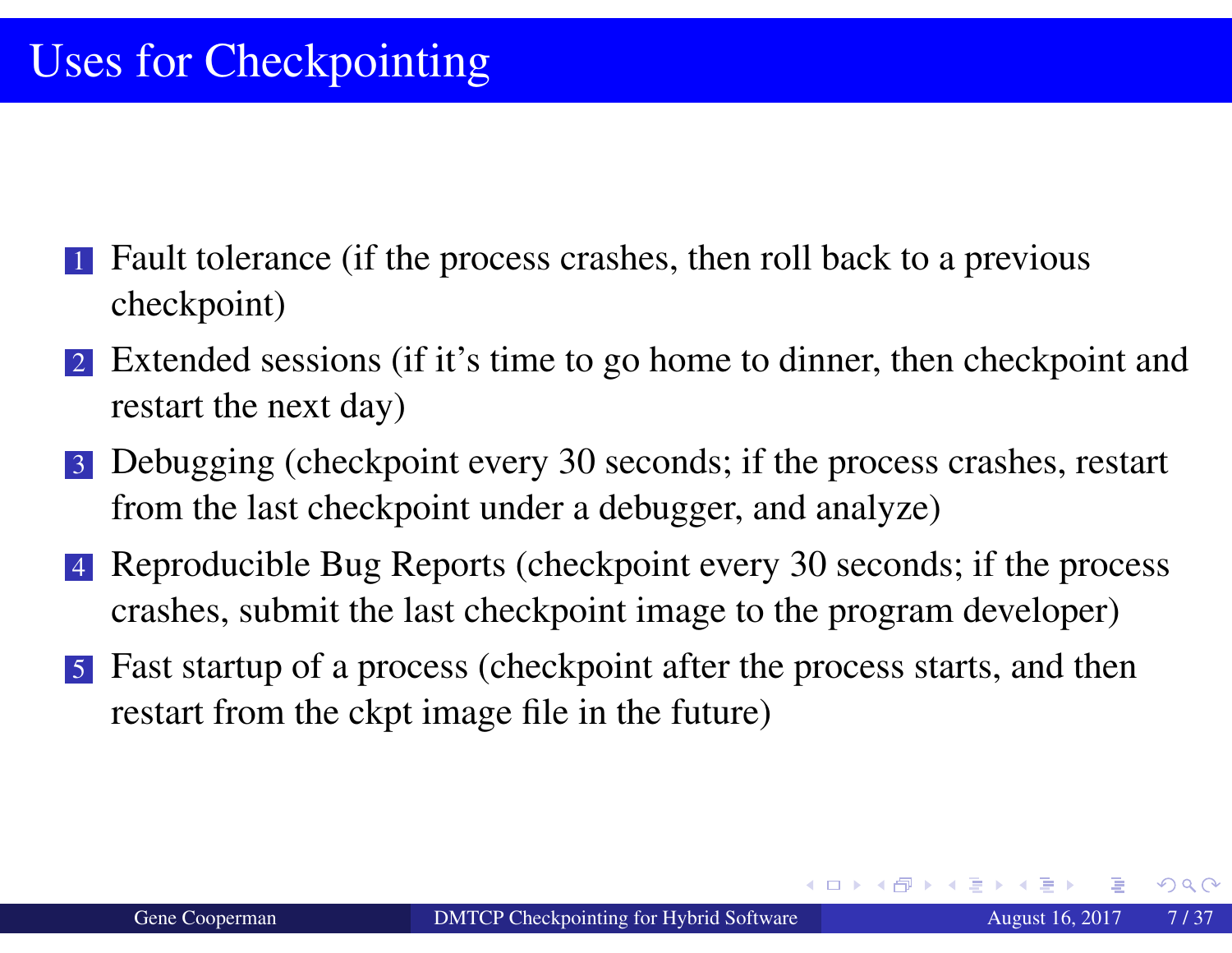# Uses for Checkpointing

1. Fault tolerance (if the process crashes, then roll back to a previous checkpoint)
2. Extended sessions (if it's time to go home to dinner, then checkpoint and restart the next day)
3. Debugging (checkpoint every 30 seconds; if the process crashes, restart from the last checkpoint under a debugger, and analyze)
4. Reproducible Bug Reports (checkpoint every 30 seconds; if the process crashes, submit the last checkpoint image to the program developer)
5. Fast startup of a process (checkpoint after the process starts, and then restart from the ckpt image file in the future)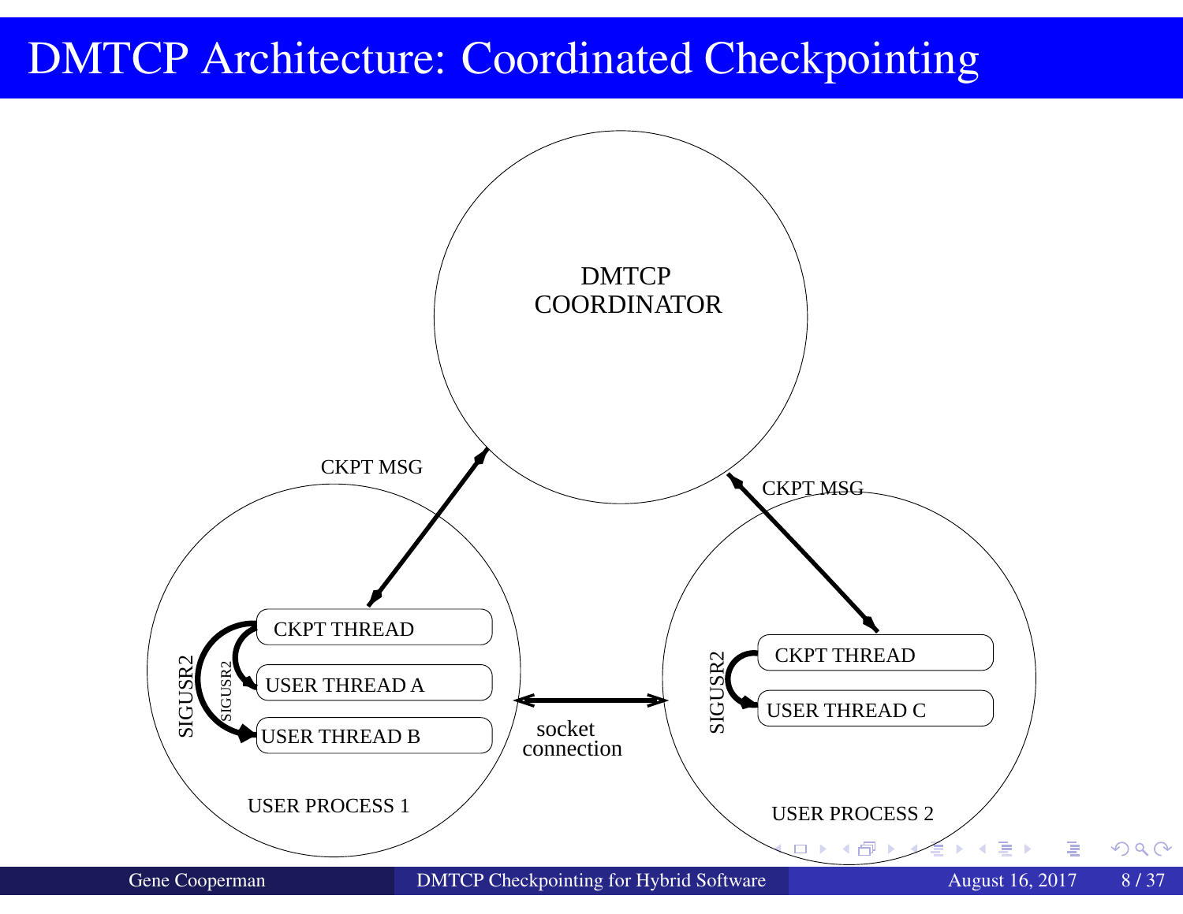# DMTCP Architecture: Coordinated Checkpointing

DMTCP COORDINATOR

CKPT MSG

CKPT MSG

CKPT THREAD

USER THREAD A

USER THREAD B

SIGUSR2

SIGUSR2

USER PROCESS 1

socket connection

CKPT THREAD

USER THREAD C

SIGUSR2

USER PROCESS 2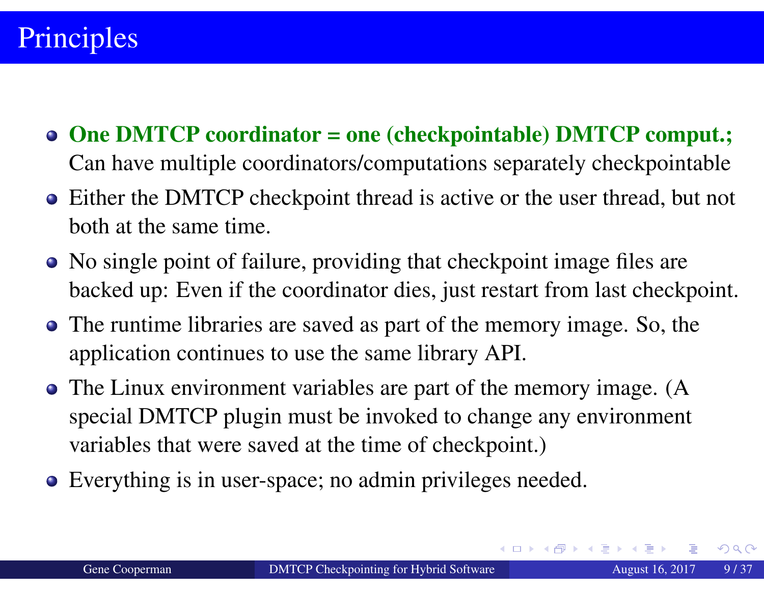# Principles

- **One DMTCP coordinator = one (checkpointable) DMTCP comput.;** Can have multiple coordinators/computations separately checkpointable
- Either the DMTCP checkpoint thread is active or the user thread, but not both at the same time.
- No single point of failure, providing that checkpoint image files are backed up: Even if the coordinator dies, just restart from last checkpoint.
- The runtime libraries are saved as part of the memory image. So, the application continues to use the same library API.
- The Linux environment variables are part of the memory image. (A special DMTCP plugin must be invoked to change any environment variables that were saved at the time of checkpoint.)
- Everything is in user-space; no admin privileges needed.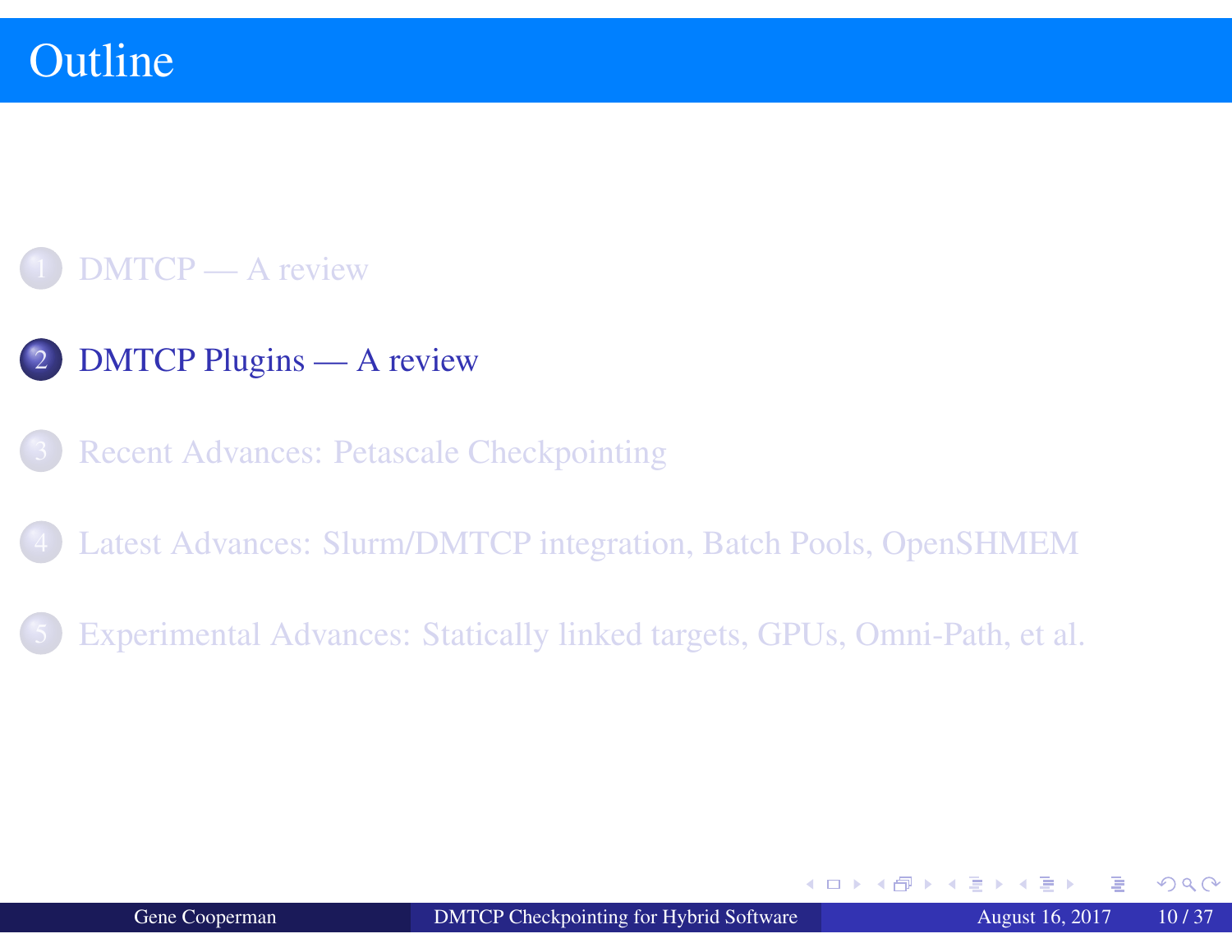# Outline

1. DMTCP — A review
2. DMTCP Plugins — A review
3. Recent Advances: Petascale Checkpointing
4. Latest Advances: Slurm/DMTCP integration, Batch Pools, OpenSHMEM
5. Experimental Advances: Statically linked targets, GPUs, Omni-Path, et al.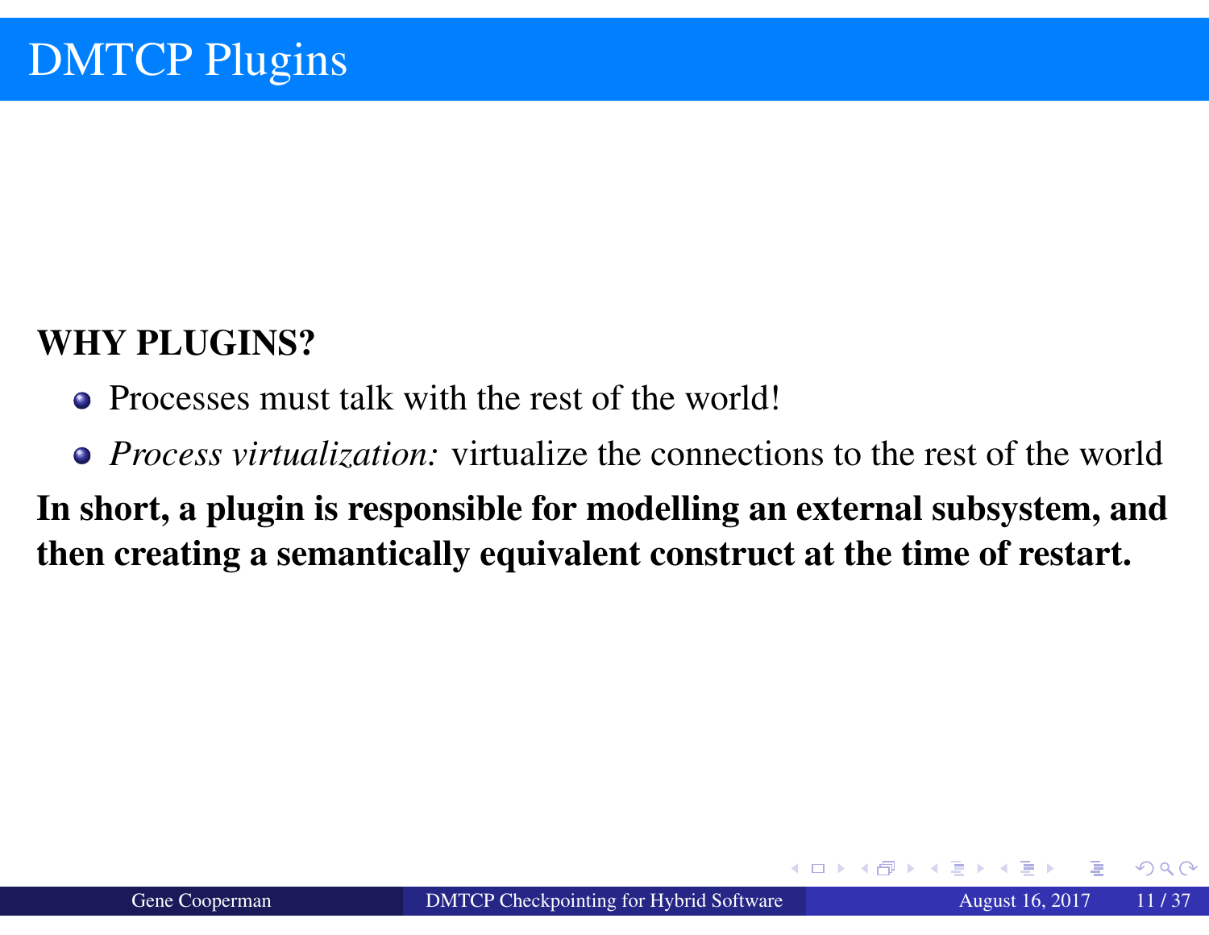# DMTCP Plugins

**WHY PLUGINS?**

- Processes must talk with the rest of the world!
- *Process virtualization:* virtualize the connections to the rest of the world

**In short, a plugin is responsible for modelling an external subsystem, and then creating a semantically equivalent construct at the time of restart.**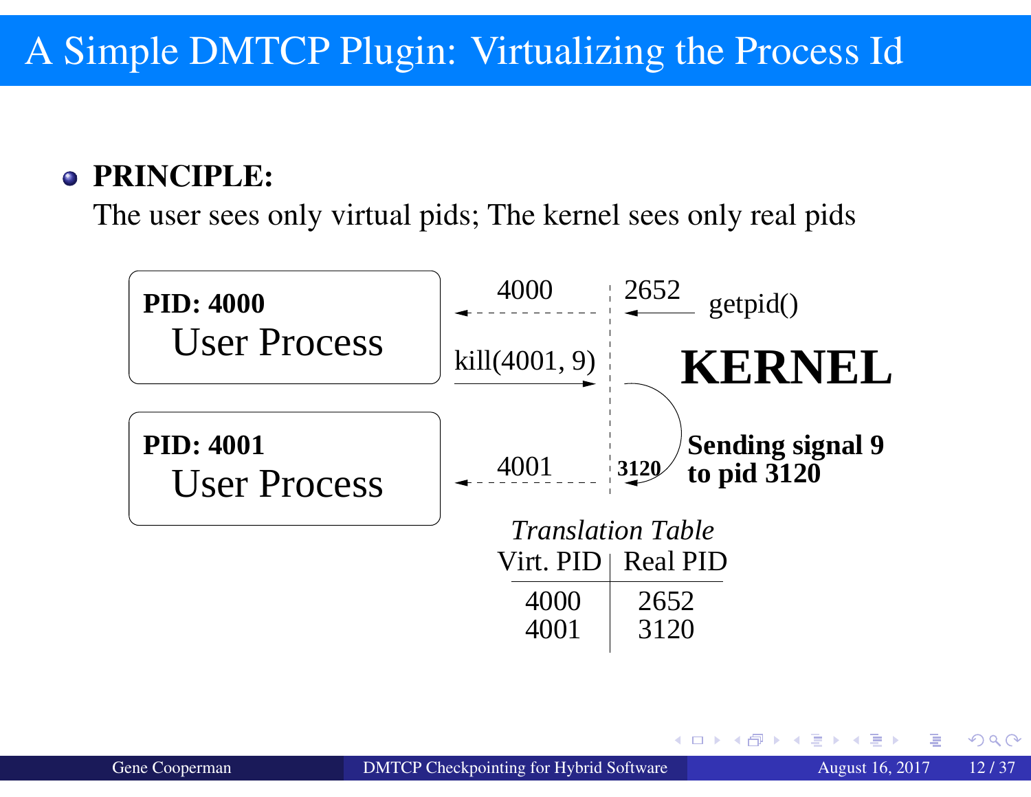# A Simple DMTCP Plugin: Virtualizing the Process Id

- **PRINCIPLE:**
  The user sees only virtual pids; The kernel sees only real pids

**PID: 4000**
User Process

**PID: 4001**
User Process

4000 ← 2652 ← getpid()

kill(4001, 9) →

**KERNEL**

**3120** — **Sending signal 9 to pid 3120**

4001 ←

*Translation Table*

| Virt. PID | Real PID |
|---|---|
| 4000 | 2652 |
| 4001 | 3120 |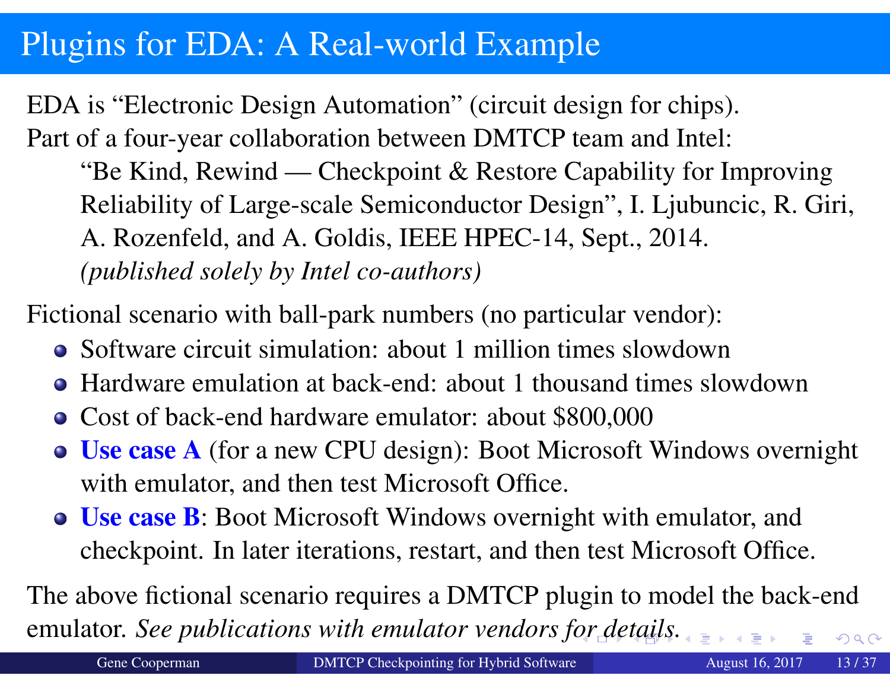# Plugins for EDA: A Real-world Example

EDA is "Electronic Design Automation" (circuit design for chips).
Part of a four-year collaboration between DMTCP team and Intel:

> "Be Kind, Rewind — Checkpoint & Restore Capability for Improving Reliability of Large-scale Semiconductor Design", I. Ljubuncic, R. Giri, A. Rozenfeld, and A. Goldis, IEEE HPEC-14, Sept., 2014.
> *(published solely by Intel co-authors)*

Fictional scenario with ball-park numbers (no particular vendor):

- Software circuit simulation: about 1 million times slowdown
- Hardware emulation at back-end: about 1 thousand times slowdown
- Cost of back-end hardware emulator: about $800,000
- **Use case A** (for a new CPU design): Boot Microsoft Windows overnight with emulator, and then test Microsoft Office.
- **Use case B**: Boot Microsoft Windows overnight with emulator, and checkpoint. In later iterations, restart, and then test Microsoft Office.

The above fictional scenario requires a DMTCP plugin to model the back-end emulator. *See publications with emulator vendors for details.*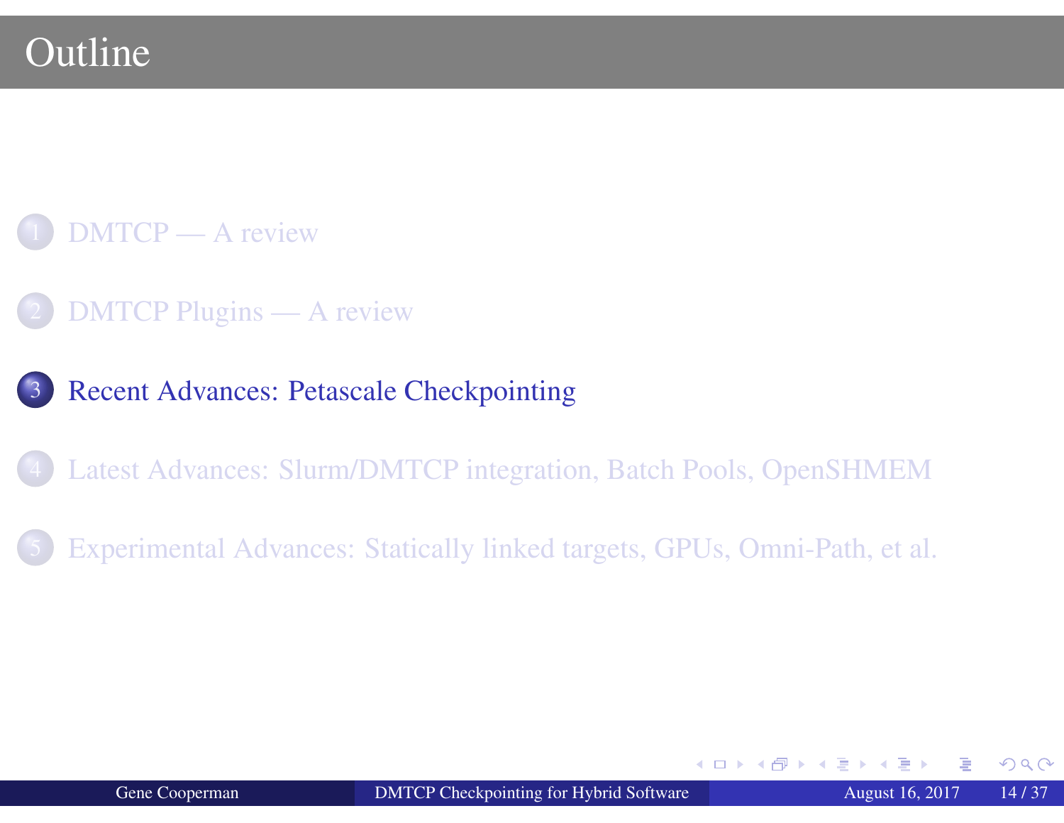# Outline

1. DMTCP — A review
2. DMTCP Plugins — A review
3. **Recent Advances: Petascale Checkpointing**
4. Latest Advances: Slurm/DMTCP integration, Batch Pools, OpenSHMEM
5. Experimental Advances: Statically linked targets, GPUs, Omni-Path, et al.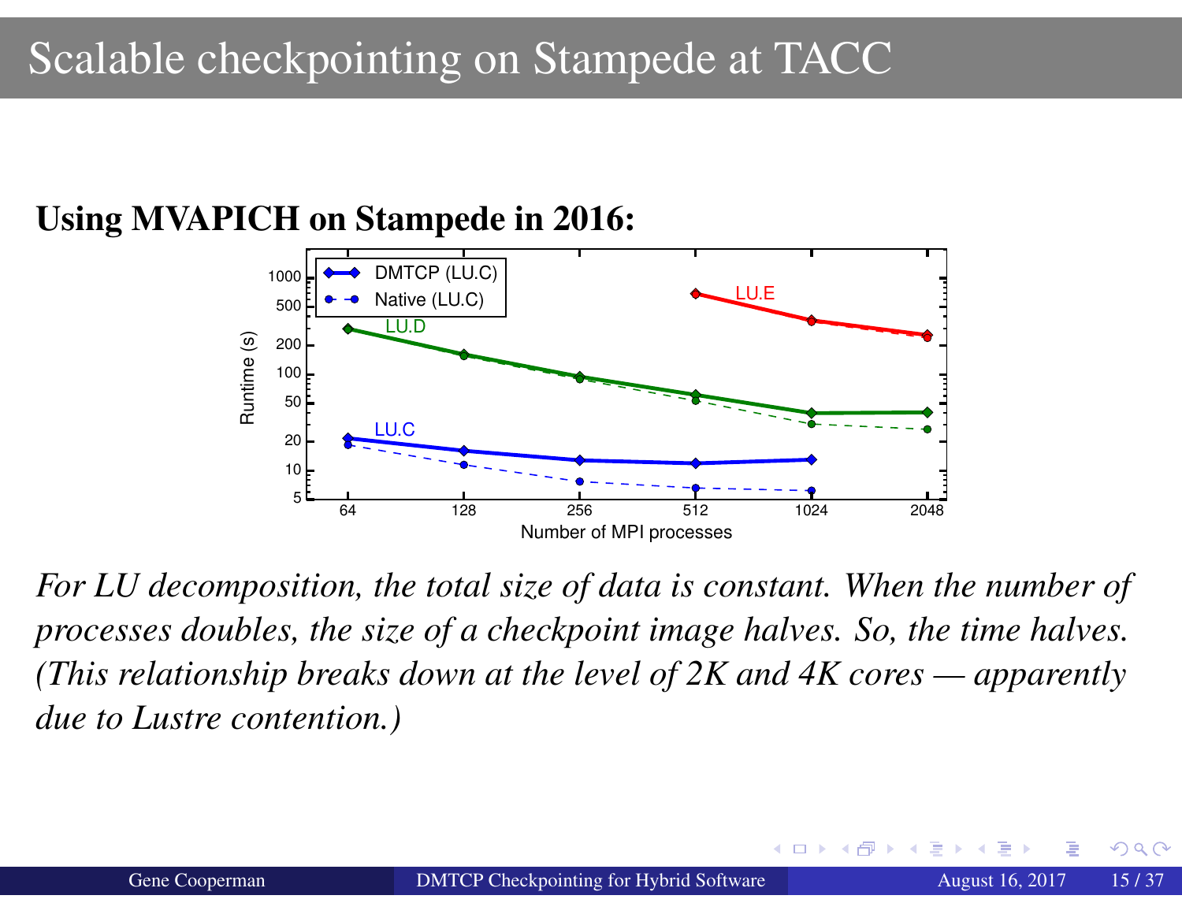# Scalable checkpointing on Stampede at TACC

**Using MVAPICH on Stampede in 2016:**

*For LU decomposition, the total size of data is constant. When the number of processes doubles, the size of a checkpoint image halves. So, the time halves. (This relationship breaks down at the level of 2K and 4K cores — apparently due to Lustre contention.)*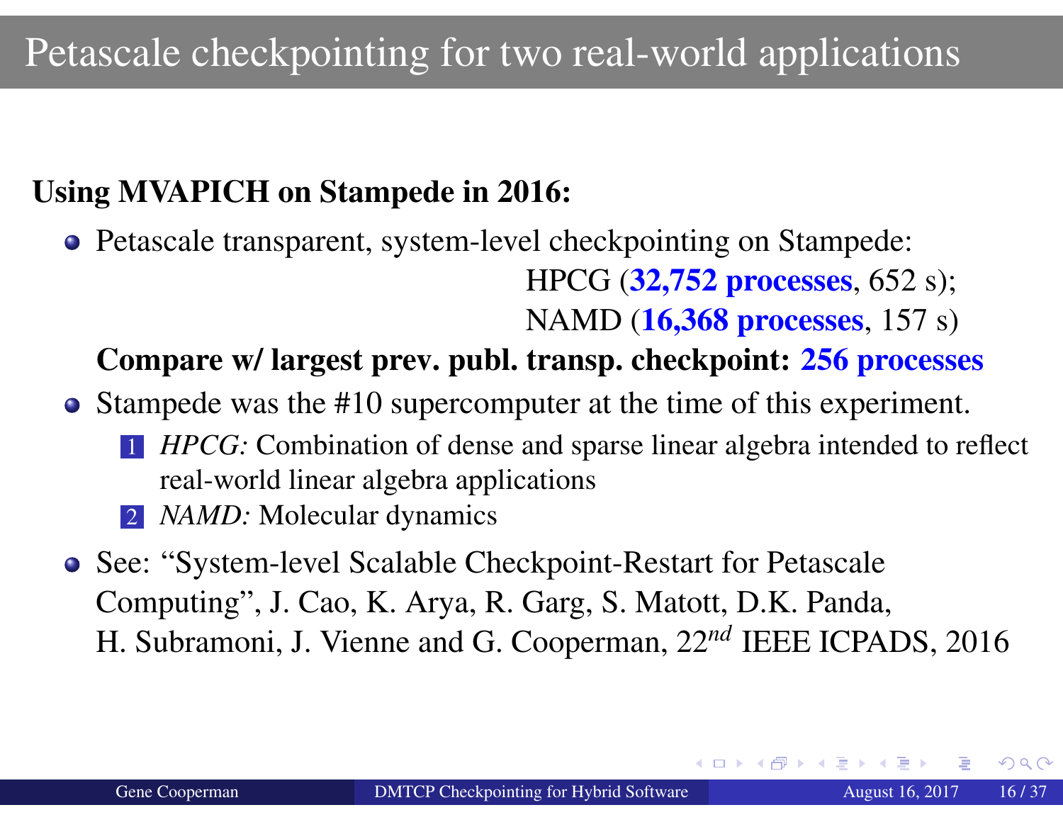# Petascale checkpointing for two real-world applications

**Using MVAPICH on Stampede in 2016:**

- Petascale transparent, system-level checkpointing on Stampede:
  HPCG (**32,752 processes**, 652 s);
  NAMD (**16,368 processes**, 157 s)

  **Compare w/ largest prev. publ. transp. checkpoint: 256 processes**
- Stampede was the #10 supercomputer at the time of this experiment.
  1. *HPCG:* Combination of dense and sparse linear algebra intended to reflect real-world linear algebra applications
  2. *NAMD:* Molecular dynamics
- See: "System-level Scalable Checkpoint-Restart for Petascale Computing", J. Cao, K. Arya, R. Garg, S. Matott, D.K. Panda, H. Subramoni, J. Vienne and G. Cooperman, $22^{nd}$ IEEE ICPADS, 2016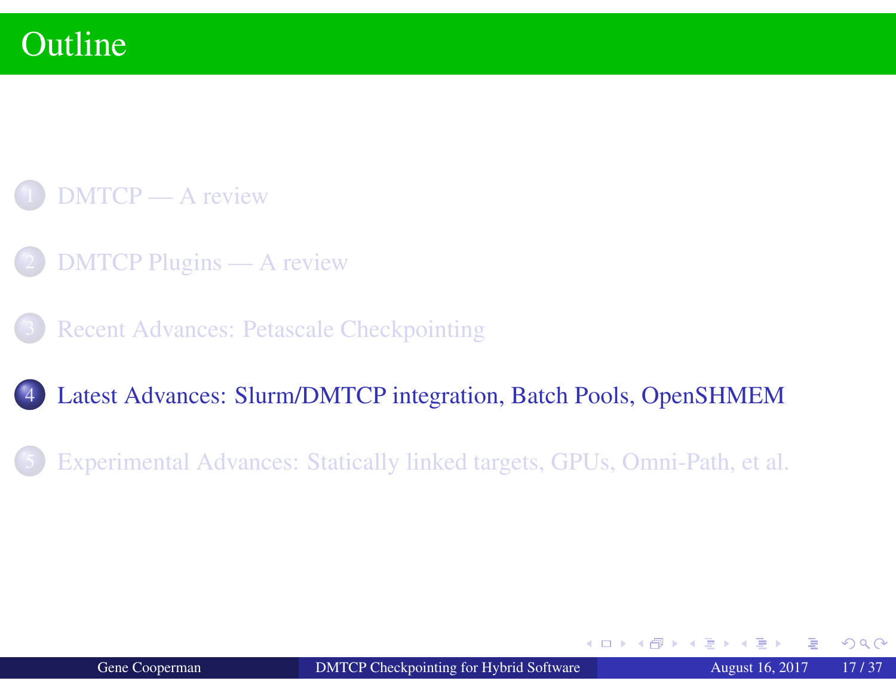# Outline

1. DMTCP — A review
2. DMTCP Plugins — A review
3. Recent Advances: Petascale Checkpointing
4. Latest Advances: Slurm/DMTCP integration, Batch Pools, OpenSHMEM
5. Experimental Advances: Statically linked targets, GPUs, Omni-Path, et al.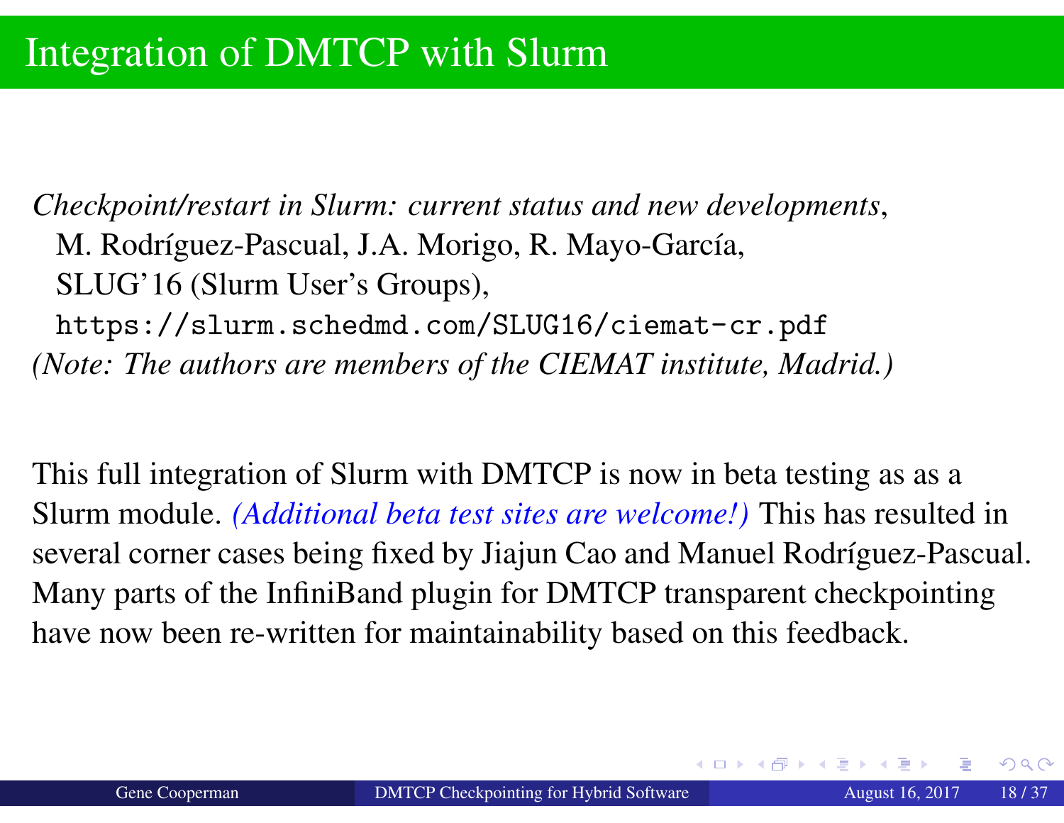# Integration of DMTCP with Slurm

*Checkpoint/restart in Slurm: current status and new developments*,
M. Rodríguez-Pascual, J.A. Morigo, R. Mayo-García,
SLUG'16 (Slurm User's Groups),
`https://slurm.schedmd.com/SLUG16/ciemat-cr.pdf`
*(Note: The authors are members of the CIEMAT institute, Madrid.)*

This full integration of Slurm with DMTCP is now in beta testing as as a Slurm module. *(Additional beta test sites are welcome!)* This has resulted in several corner cases being fixed by Jiajun Cao and Manuel Rodríguez-Pascual. Many parts of the InfiniBand plugin for DMTCP transparent checkpointing have now been re-written for maintainability based on this feedback.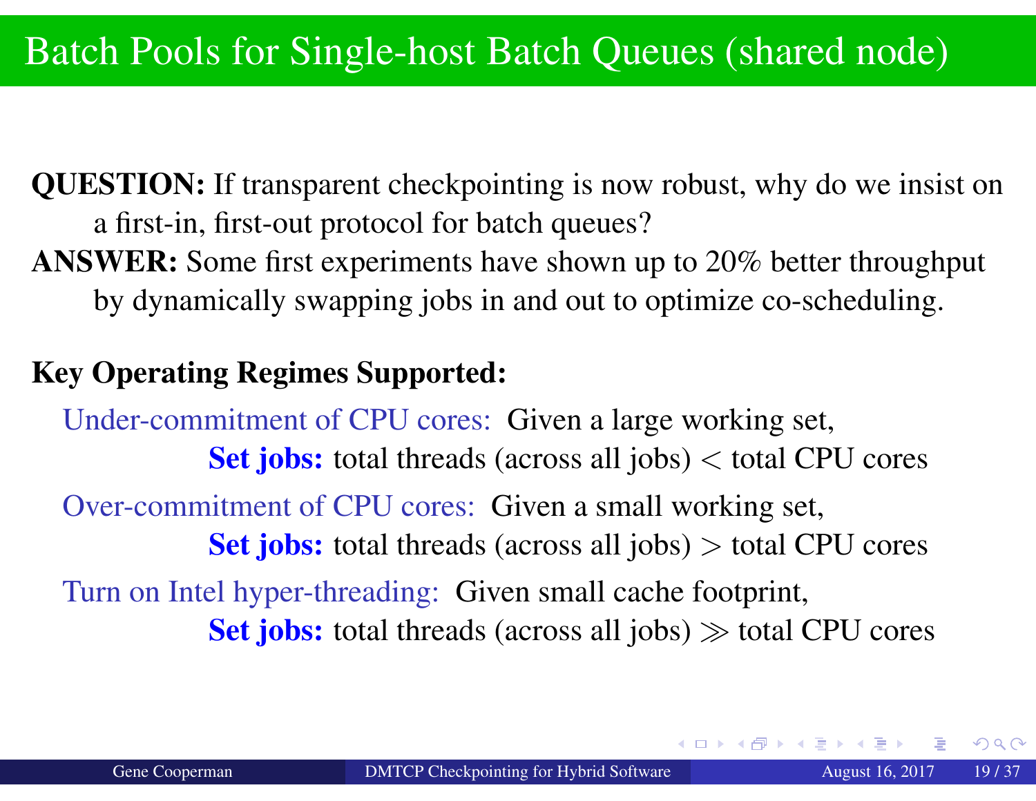# Batch Pools for Single-host Batch Queues (shared node)

**QUESTION:** If transparent checkpointing is now robust, why do we insist on a first-in, first-out protocol for batch queues?

**ANSWER:** Some first experiments have shown up to 20% better throughput by dynamically swapping jobs in and out to optimize co-scheduling.

**Key Operating Regimes Supported:**

Under-commitment of CPU cores: Given a large working set,

**Set jobs:** total threads (across all jobs) $<$ total CPU cores

Over-commitment of CPU cores: Given a small working set,

**Set jobs:** total threads (across all jobs) $>$ total CPU cores

Turn on Intel hyper-threading: Given small cache footprint,

**Set jobs:** total threads (across all jobs) $\gg$ total CPU cores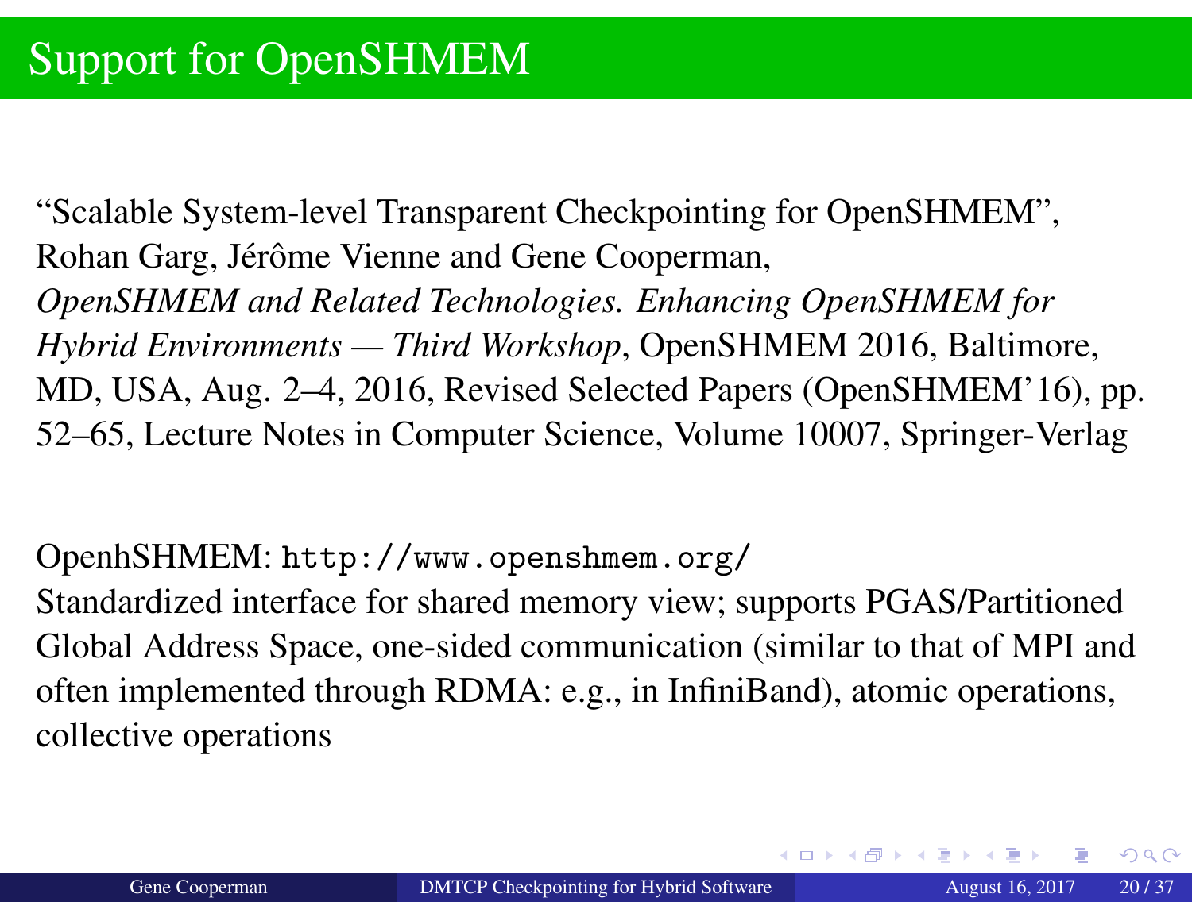# Support for OpenSHMEM

“Scalable System-level Transparent Checkpointing for OpenSHMEM”, Rohan Garg, Jérôme Vienne and Gene Cooperman, *OpenSHMEM and Related Technologies. Enhancing OpenSHMEM for Hybrid Environments — Third Workshop*, OpenSHMEM 2016, Baltimore, MD, USA, Aug. 2–4, 2016, Revised Selected Papers (OpenSHMEM’16), pp. 52–65, Lecture Notes in Computer Science, Volume 10007, Springer-Verlag

OpenhSHMEM: `http://www.openshmem.org/`
Standardized interface for shared memory view; supports PGAS/Partitioned Global Address Space, one-sided communication (similar to that of MPI and often implemented through RDMA: e.g., in InfiniBand), atomic operations, collective operations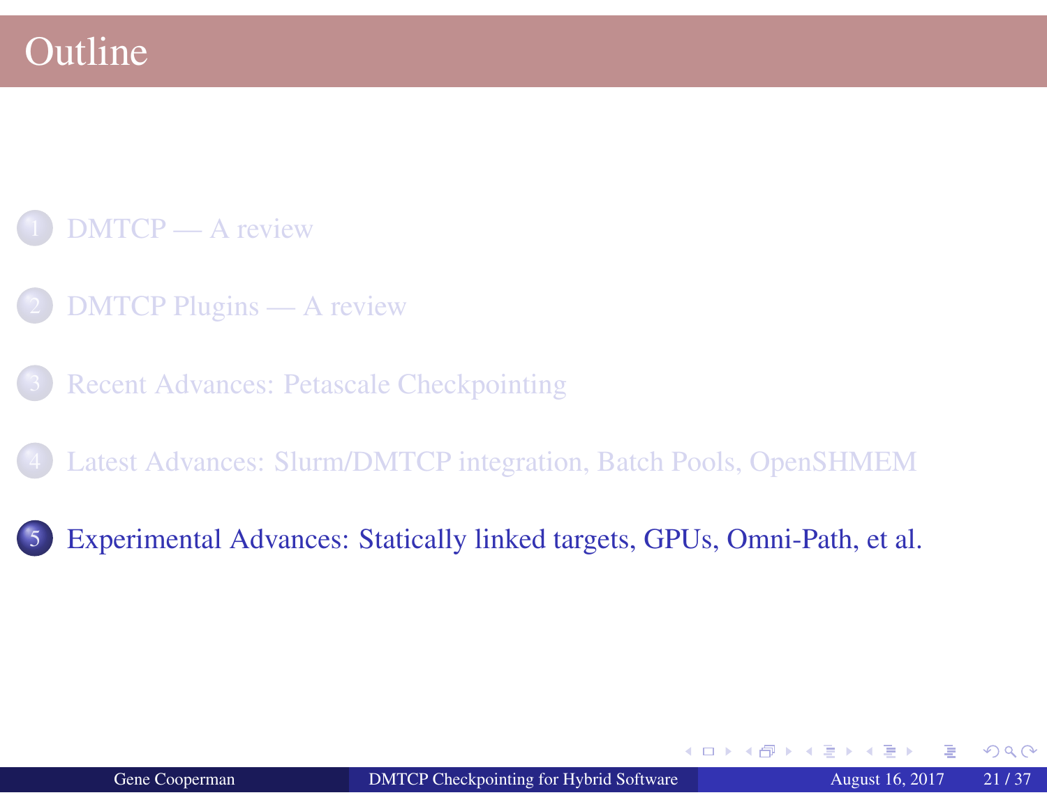# Outline

1. DMTCP — A review
2. DMTCP Plugins — A review
3. Recent Advances: Petascale Checkpointing
4. Latest Advances: Slurm/DMTCP integration, Batch Pools, OpenSHMEM
5. Experimental Advances: Statically linked targets, GPUs, Omni-Path, et al.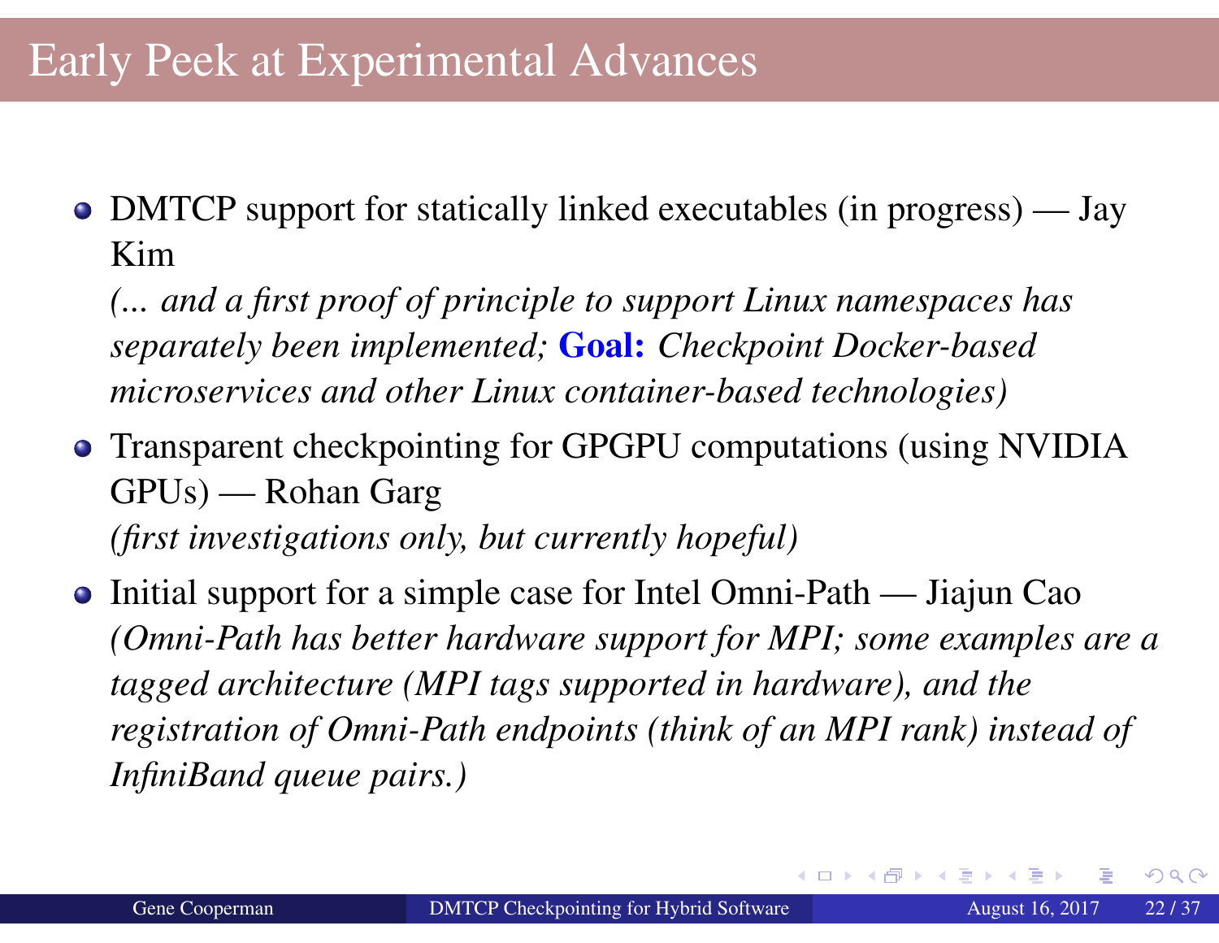# Early Peek at Experimental Advances

- DMTCP support for statically linked executables (in progress) — Jay Kim

  *(... and a first proof of principle to support Linux namespaces has separately been implemented;* **Goal:** *Checkpoint Docker-based microservices and other Linux container-based technologies)*

- Transparent checkpointing for GPGPU computations (using NVIDIA GPUs) — Rohan Garg

  *(first investigations only, but currently hopeful)*

- Initial support for a simple case for Intel Omni-Path — Jiajun Cao

  *(Omni-Path has better hardware support for MPI; some examples are a tagged architecture (MPI tags supported in hardware), and the registration of Omni-Path endpoints (think of an MPI rank) instead of InfiniBand queue pairs.)*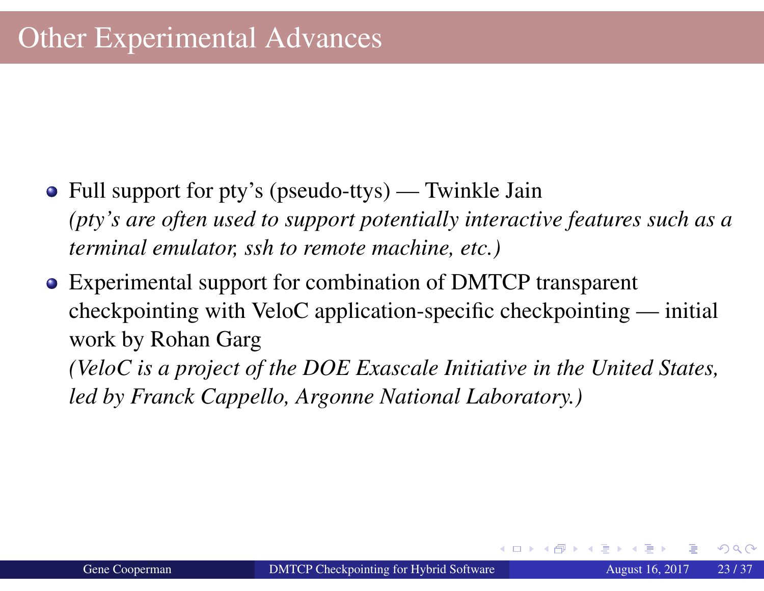# Other Experimental Advances

- Full support for pty's (pseudo-ttys) — Twinkle Jain
  *(pty's are often used to support potentially interactive features such as a terminal emulator, ssh to remote machine, etc.)*
- Experimental support for combination of DMTCP transparent checkpointing with VeloC application-specific checkpointing — initial work by Rohan Garg
  *(VeloC is a project of the DOE Exascale Initiative in the United States, led by Franck Cappello, Argonne National Laboratory.)*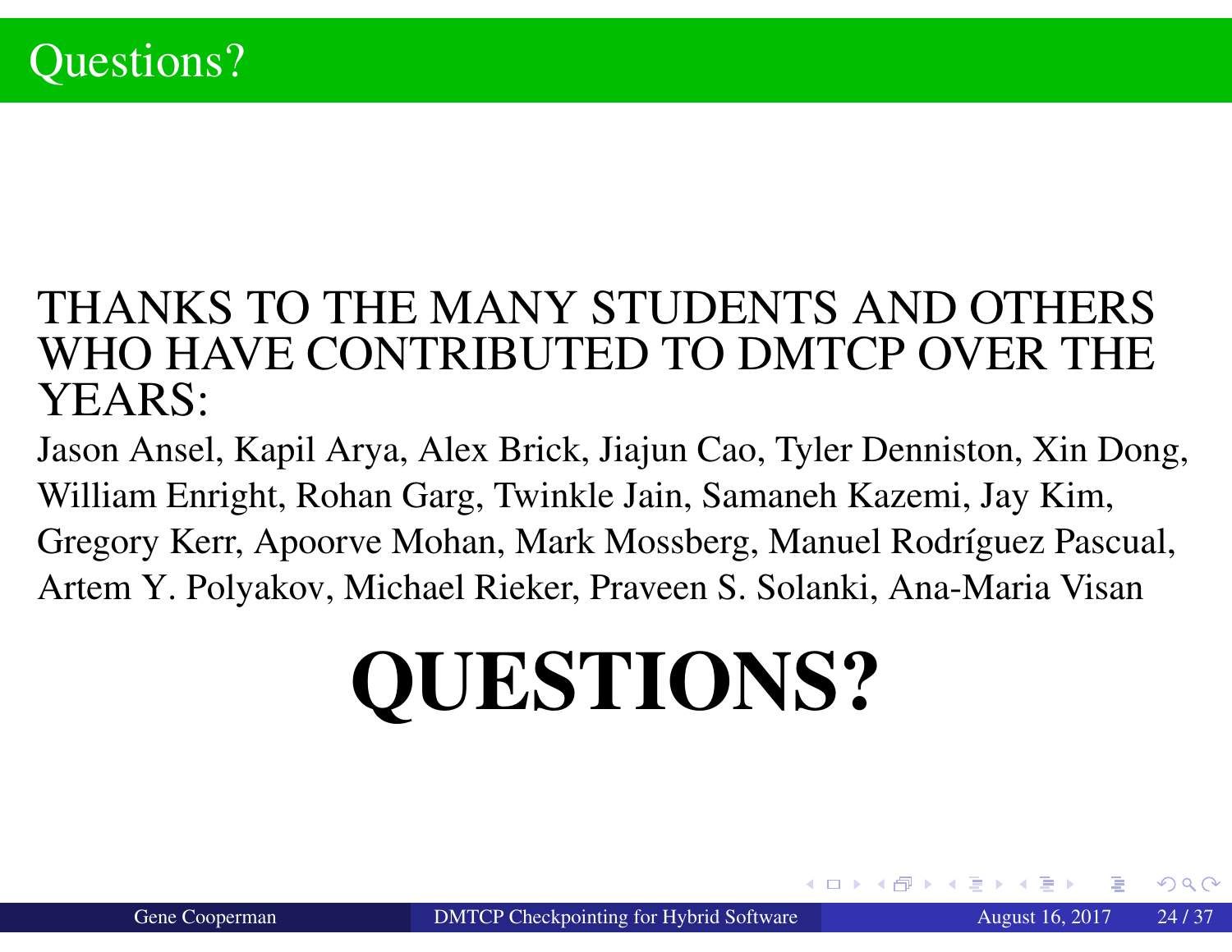# Questions?

THANKS TO THE MANY STUDENTS AND OTHERS WHO HAVE CONTRIBUTED TO DMTCP OVER THE YEARS:

Jason Ansel, Kapil Arya, Alex Brick, Jiajun Cao, Tyler Denniston, Xin Dong, William Enright, Rohan Garg, Twinkle Jain, Samaneh Kazemi, Jay Kim, Gregory Kerr, Apoorve Mohan, Mark Mossberg, Manuel Rodríguez Pascual, Artem Y. Polyakov, Michael Rieker, Praveen S. Solanki, Ana-Maria Visan

**QUESTIONS?**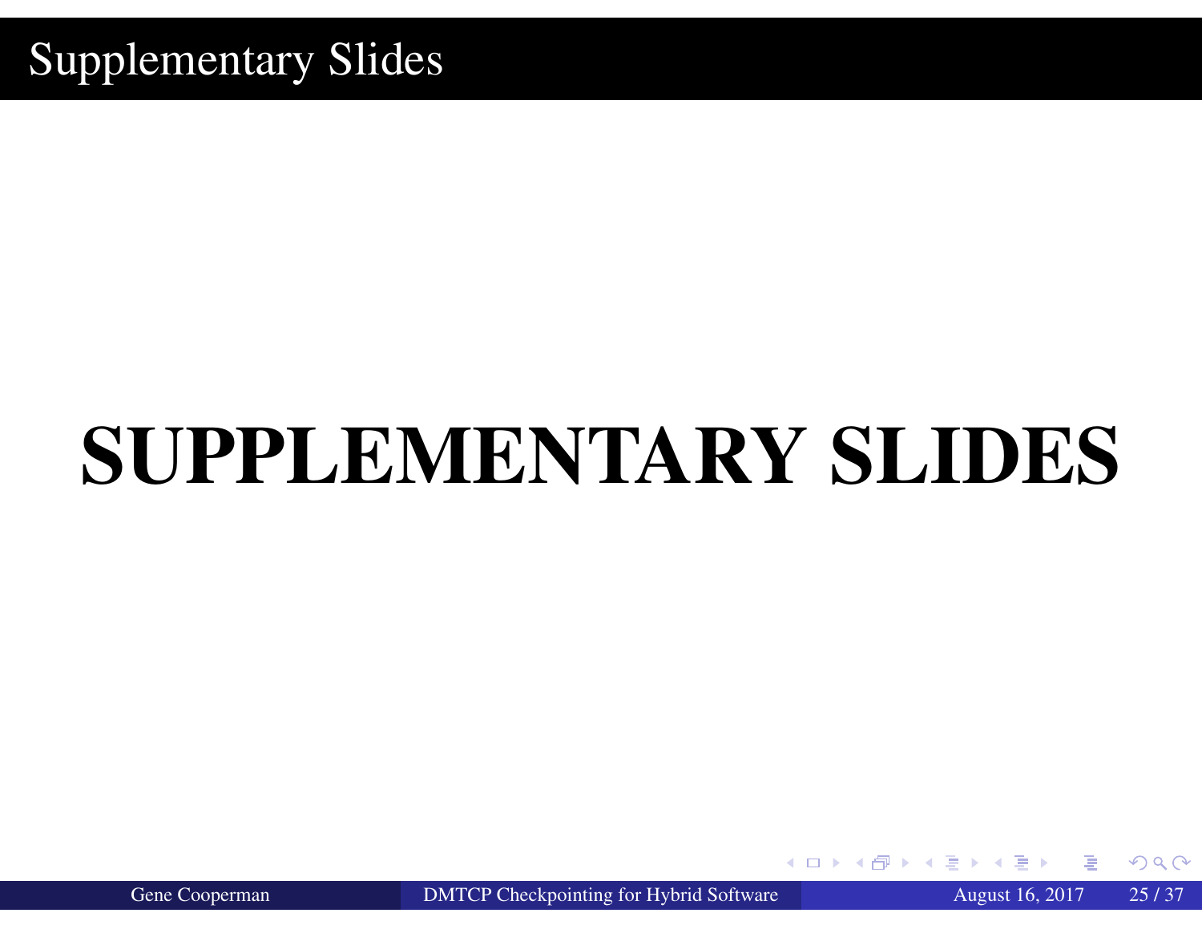# Supplementary Slides

**SUPPLEMENTARY SLIDES**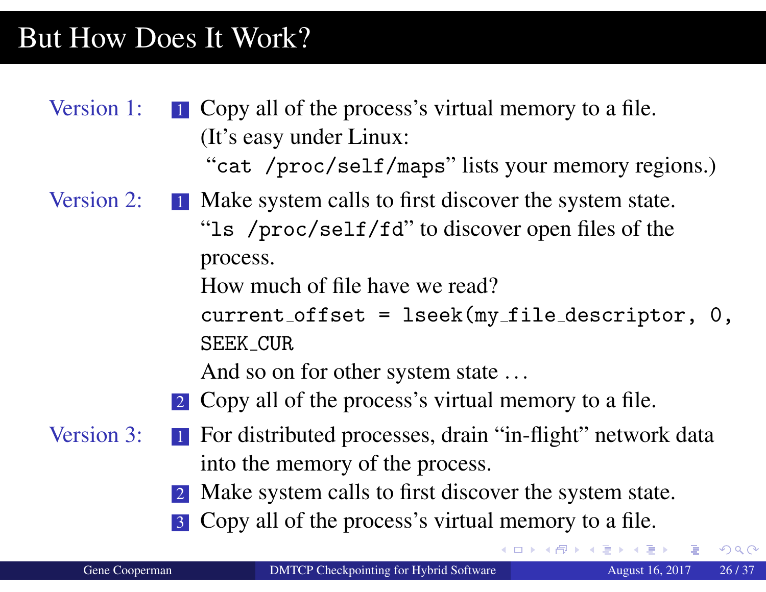# But How Does It Work?

**Version 1:**

1. Copy all of the process's virtual memory to a file.
   (It's easy under Linux:
   "`cat /proc/self/maps`" lists your memory regions.)

**Version 2:**

1. Make system calls to first discover the system state.
   "`ls /proc/self/fd`" to discover open files of the process.
   How much of file have we read?
   `current_offset = lseek(my_file_descriptor, 0, SEEK_CUR`
   And so on for other system state . . .
2. Copy all of the process's virtual memory to a file.

**Version 3:**

1. For distributed processes, drain "in-flight" network data into the memory of the process.
2. Make system calls to first discover the system state.
3. Copy all of the process's virtual memory to a file.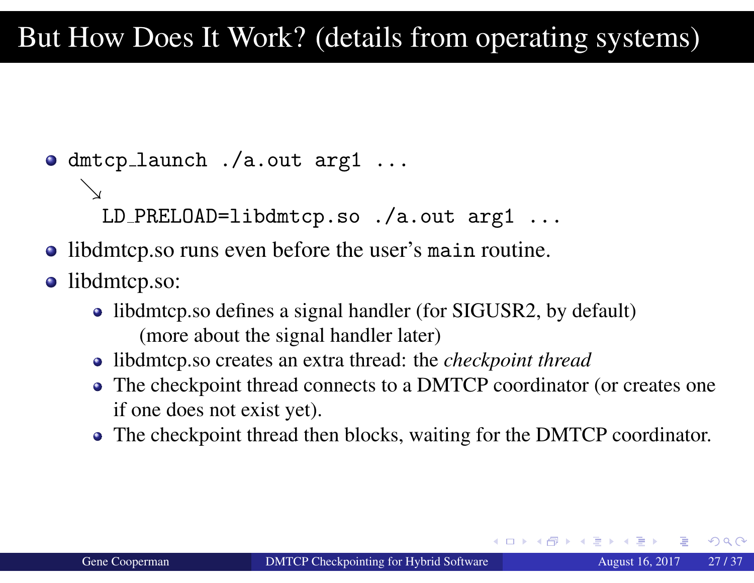# But How Does It Work? (details from operating systems)

- `dmtcp_launch ./a.out arg1 ...`

  ↘

  `LD_PRELOAD=libdmtcp.so ./a.out arg1 ...`
- libdmtcp.so runs even before the user's `main` routine.
- libdmtcp.so:
  - libdmtcp.so defines a signal handler (for SIGUSR2, by default)
    (more about the signal handler later)
  - libdmtcp.so creates an extra thread: the *checkpoint thread*
  - The checkpoint thread connects to a DMTCP coordinator (or creates one if one does not exist yet).
  - The checkpoint thread then blocks, waiting for the DMTCP coordinator.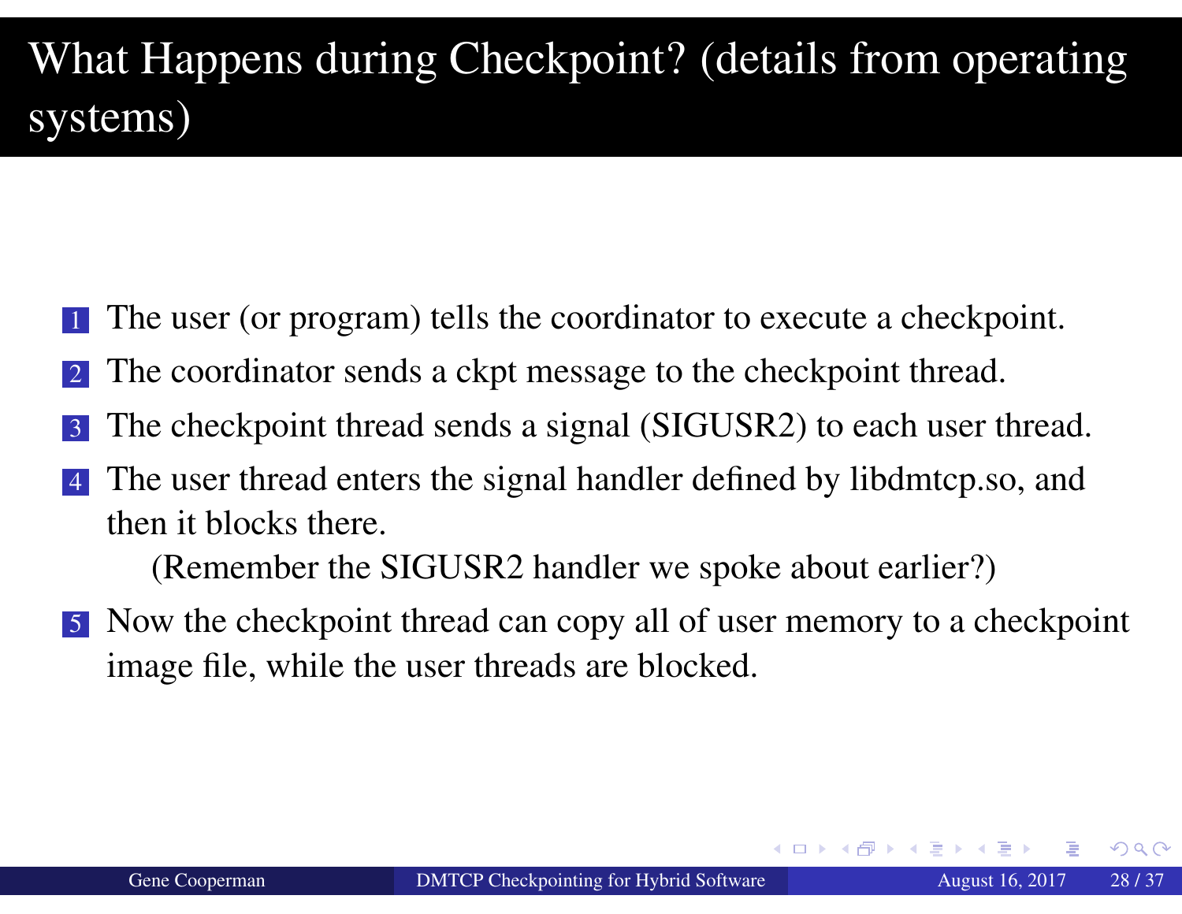# What Happens during Checkpoint? (details from operating systems)

1. The user (or program) tells the coordinator to execute a checkpoint.
2. The coordinator sends a ckpt message to the checkpoint thread.
3. The checkpoint thread sends a signal (SIGUSR2) to each user thread.
4. The user thread enters the signal handler defined by libdmtcp.so, and then it blocks there.

   (Remember the SIGUSR2 handler we spoke about earlier?)
5. Now the checkpoint thread can copy all of user memory to a checkpoint image file, while the user threads are blocked.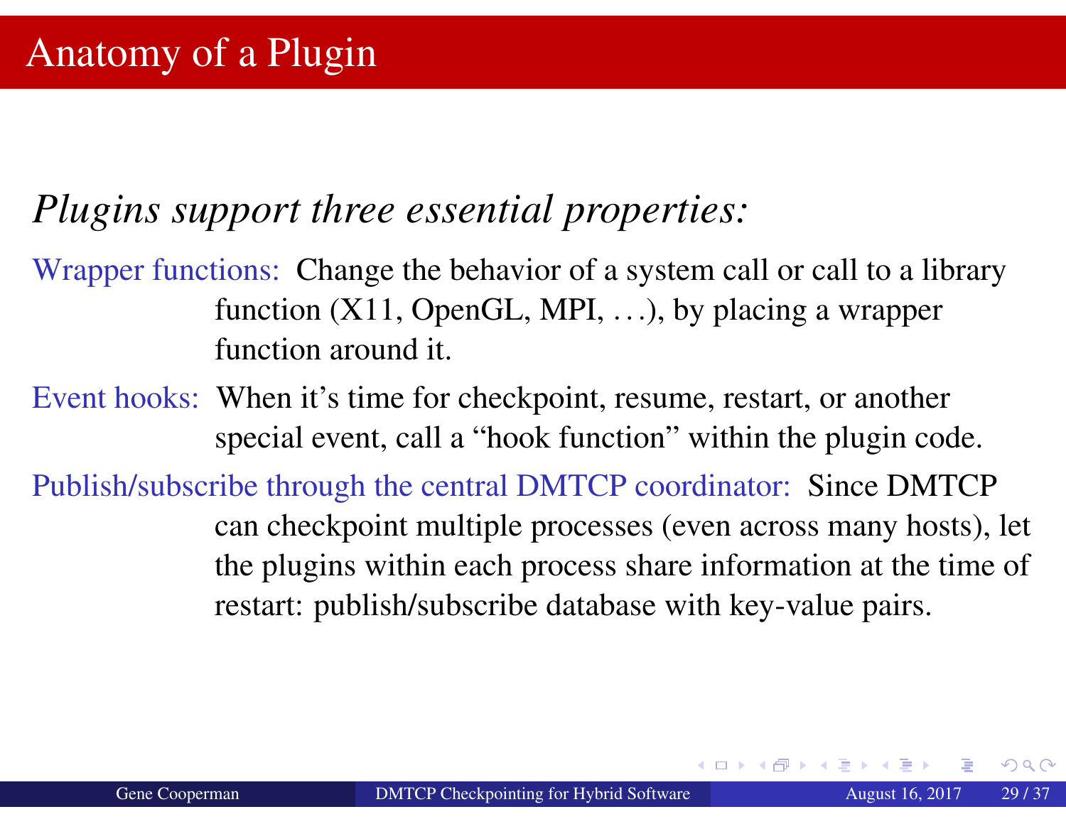# Anatomy of a Plugin

*Plugins support three essential properties:*

**Wrapper functions:** Change the behavior of a system call or call to a library function (X11, OpenGL, MPI, …), by placing a wrapper function around it.

**Event hooks:** When it's time for checkpoint, resume, restart, or another special event, call a "hook function" within the plugin code.

**Publish/subscribe through the central DMTCP coordinator:** Since DMTCP can checkpoint multiple processes (even across many hosts), let the plugins within each process share information at the time of restart: publish/subscribe database with key-value pairs.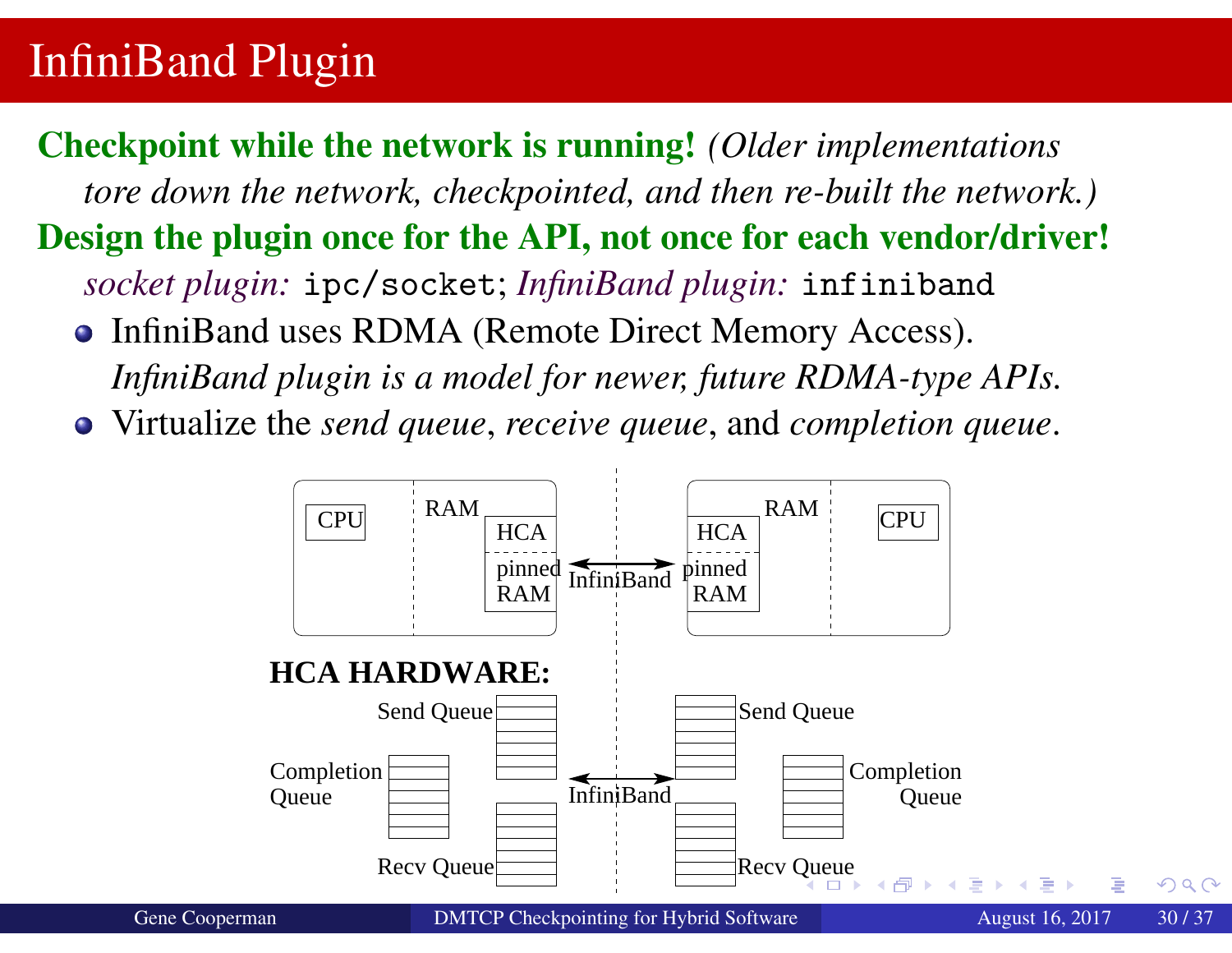# InfiniBand Plugin

**Checkpoint while the network is running!** *(Older implementations tore down the network, checkpointed, and then re-built the network.)*

**Design the plugin once for the API, not once for each vendor/driver!**

*socket plugin:* `ipc/socket`; *InfiniBand plugin:* `infiniband`

- InfiniBand uses RDMA (Remote Direct Memory Access). *InfiniBand plugin is a model for newer, future RDMA-type APIs.*
- Virtualize the *send queue*, *receive queue*, and *completion queue*.

CPU | RAM | HCA | pinned RAM ⟷ InfiniBand ⟷ HCA | pinned RAM | RAM | CPU

**HCA HARDWARE:**

Send Queue, Completion Queue, Recv Queue ⟷ InfiniBand ⟷ Send Queue, Completion Queue, Recv Queue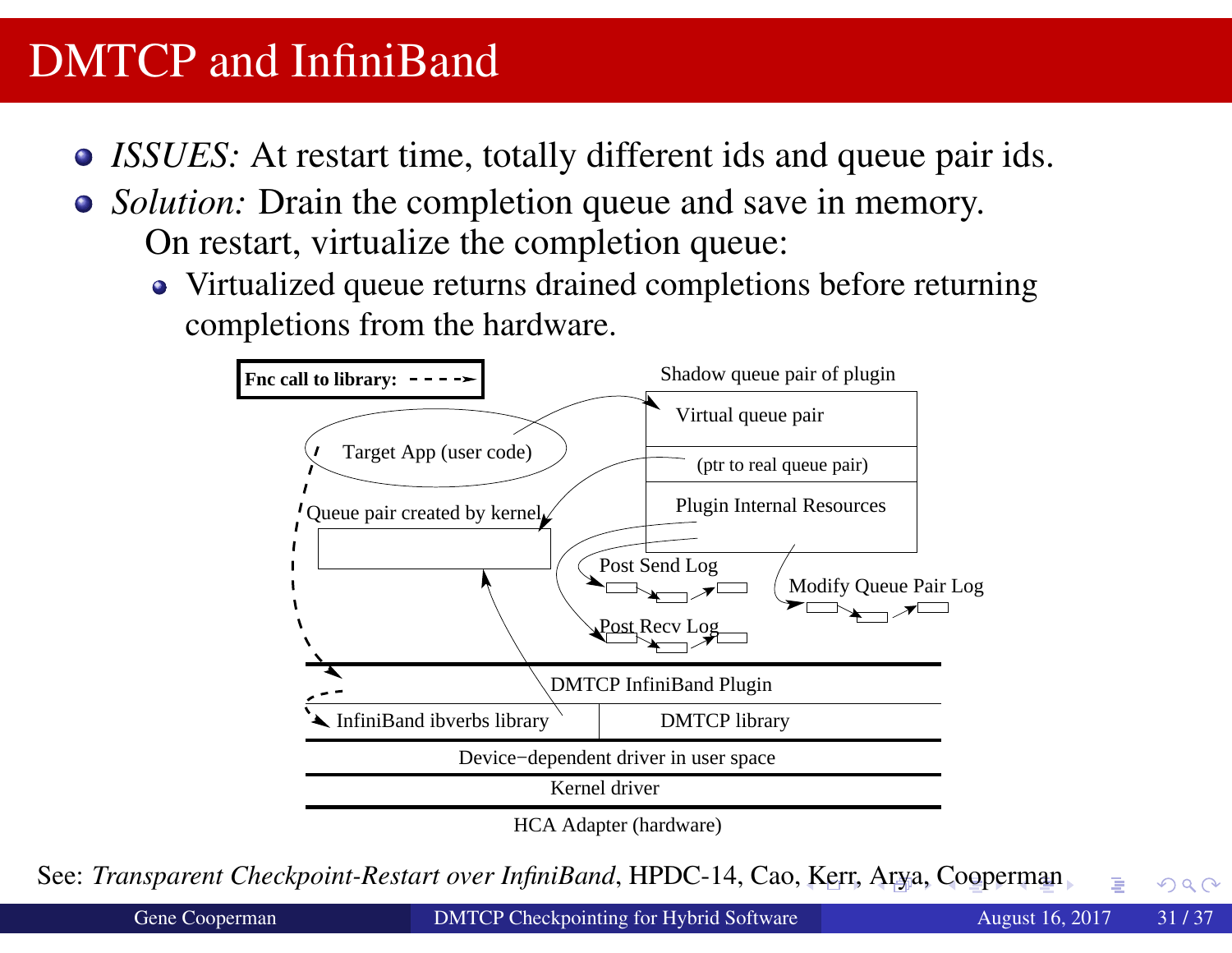# DMTCP and InfiniBand

- *ISSUES:* At restart time, totally different ids and queue pair ids.
- *Solution:* Drain the completion queue and save in memory.
  On restart, virtualize the completion queue:
  - Virtualized queue returns drained completions before returning completions from the hardware.

**Fnc call to library:** - - - ->

Shadow queue pair of plugin

Virtual queue pair

(ptr to real queue pair)

Plugin Internal Resources

Target App (user code)

Queue pair created by kernel

Post Send Log

Post Recv Log

Modify Queue Pair Log

DMTCP InfiniBand Plugin

InfiniBand ibverbs library | DMTCP library

Device−dependent driver in user space

Kernel driver

HCA Adapter (hardware)

See: *Transparent Checkpoint-Restart over InfiniBand*, HPDC-14, Cao, Kerr, Arya, Cooperman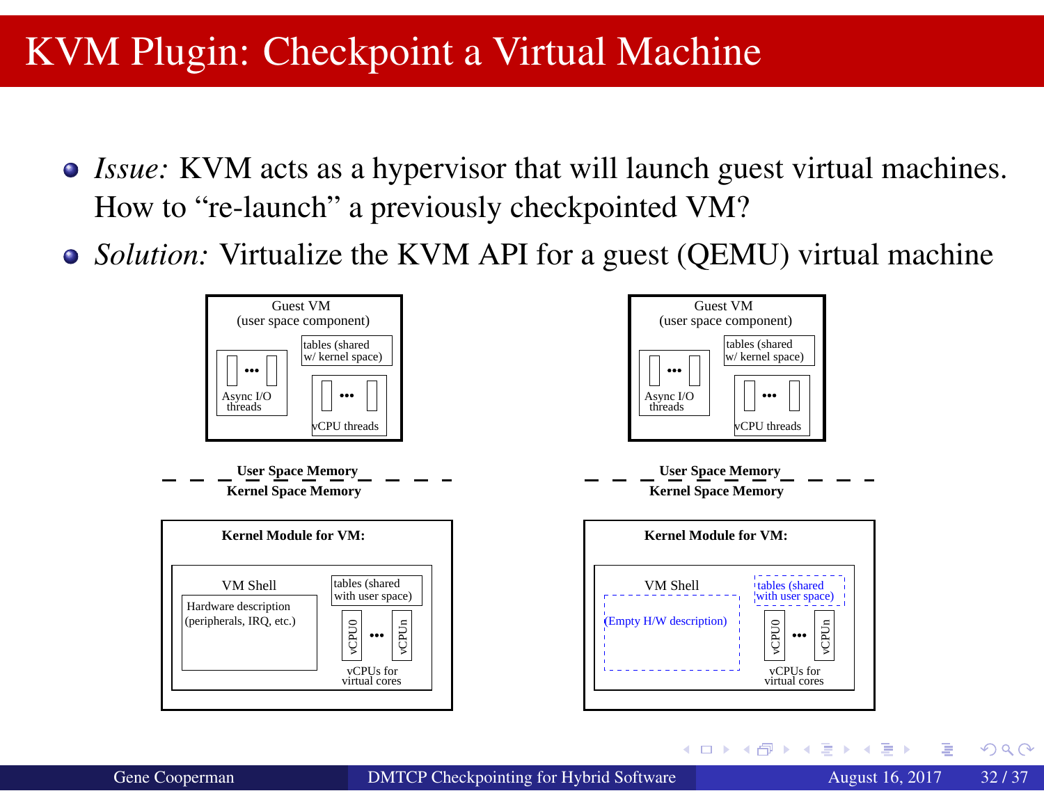# KVM Plugin: Checkpoint a Virtual Machine

- *Issue:* KVM acts as a hypervisor that will launch guest virtual machines. How to "re-launch" a previously checkpointed VM?
- *Solution:* Virtualize the KVM API for a guest (QEMU) virtual machine

Guest VM
(user space component)

Async I/O threads

tables (shared w/ kernel space)

vCPU threads

**User Space Memory**

**Kernel Space Memory**

**Kernel Module for VM:**

VM Shell

Hardware description (peripherals, IRQ, etc.)

tables (shared with user space)

vCPU0 ... vCPUn

vCPUs for virtual cores

Guest VM
(user space component)

Async I/O threads

tables (shared w/ kernel space)

vCPU threads

**User Space Memory**

**Kernel Space Memory**

**Kernel Module for VM:**

VM Shell

(Empty H/W description)

tables (shared with user space)

vCPU0 ... vCPUn

vCPUs for virtual cores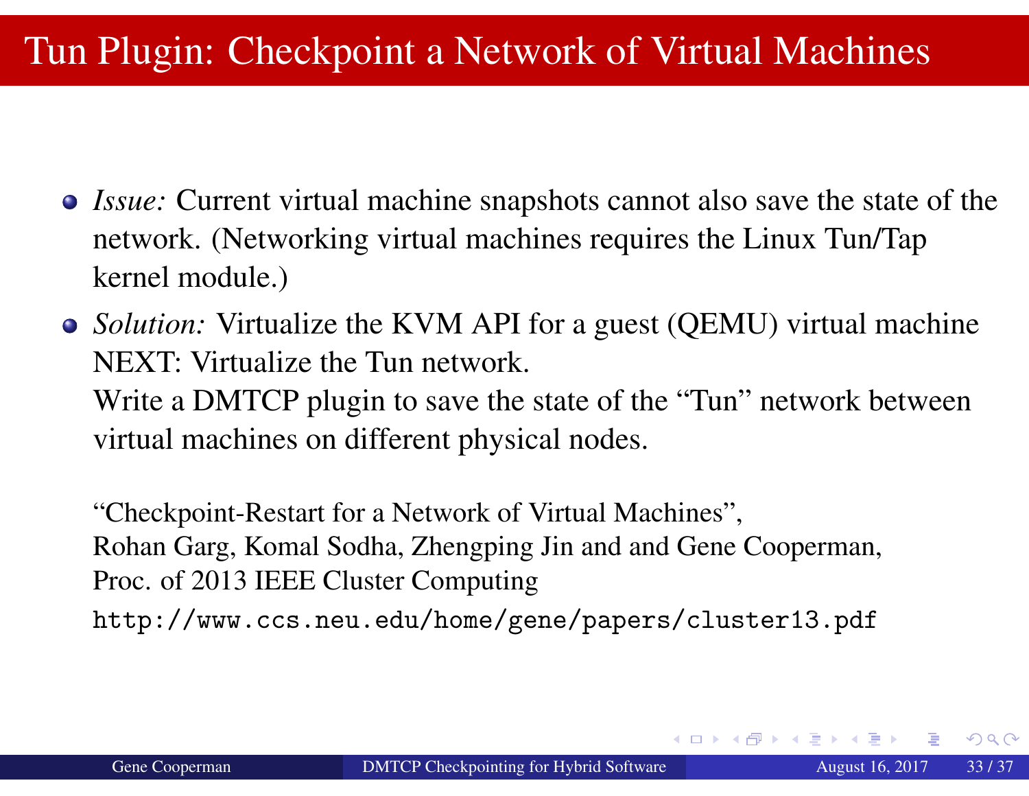# Tun Plugin: Checkpoint a Network of Virtual Machines

- *Issue:* Current virtual machine snapshots cannot also save the state of the network. (Networking virtual machines requires the Linux Tun/Tap kernel module.)
- *Solution:* Virtualize the KVM API for a guest (QEMU) virtual machine
  NEXT: Virtualize the Tun network.
  Write a DMTCP plugin to save the state of the "Tun" network between virtual machines on different physical nodes.

  "Checkpoint-Restart for a Network of Virtual Machines",
  Rohan Garg, Komal Sodha, Zhengping Jin and and Gene Cooperman,
  Proc. of 2013 IEEE Cluster Computing
  `http://www.ccs.neu.edu/home/gene/papers/cluster13.pdf`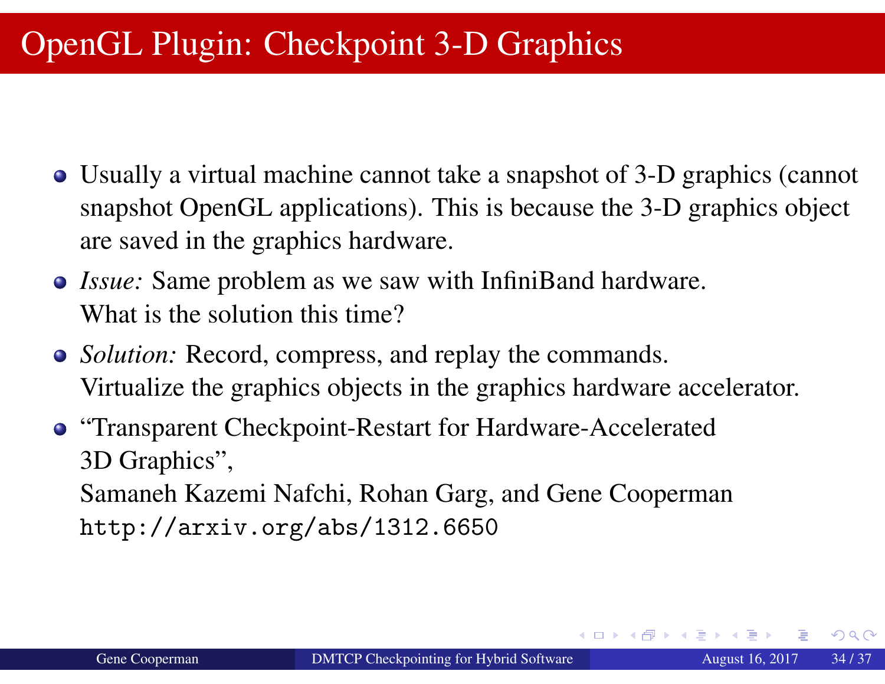# OpenGL Plugin: Checkpoint 3-D Graphics

- Usually a virtual machine cannot take a snapshot of 3-D graphics (cannot snapshot OpenGL applications). This is because the 3-D graphics object are saved in the graphics hardware.
- *Issue:* Same problem as we saw with InfiniBand hardware.
  What is the solution this time?
- *Solution:* Record, compress, and replay the commands.
  Virtualize the graphics objects in the graphics hardware accelerator.
- "Transparent Checkpoint-Restart for Hardware-Accelerated 3D Graphics",
  Samaneh Kazemi Nafchi, Rohan Garg, and Gene Cooperman
  `http://arxiv.org/abs/1312.6650`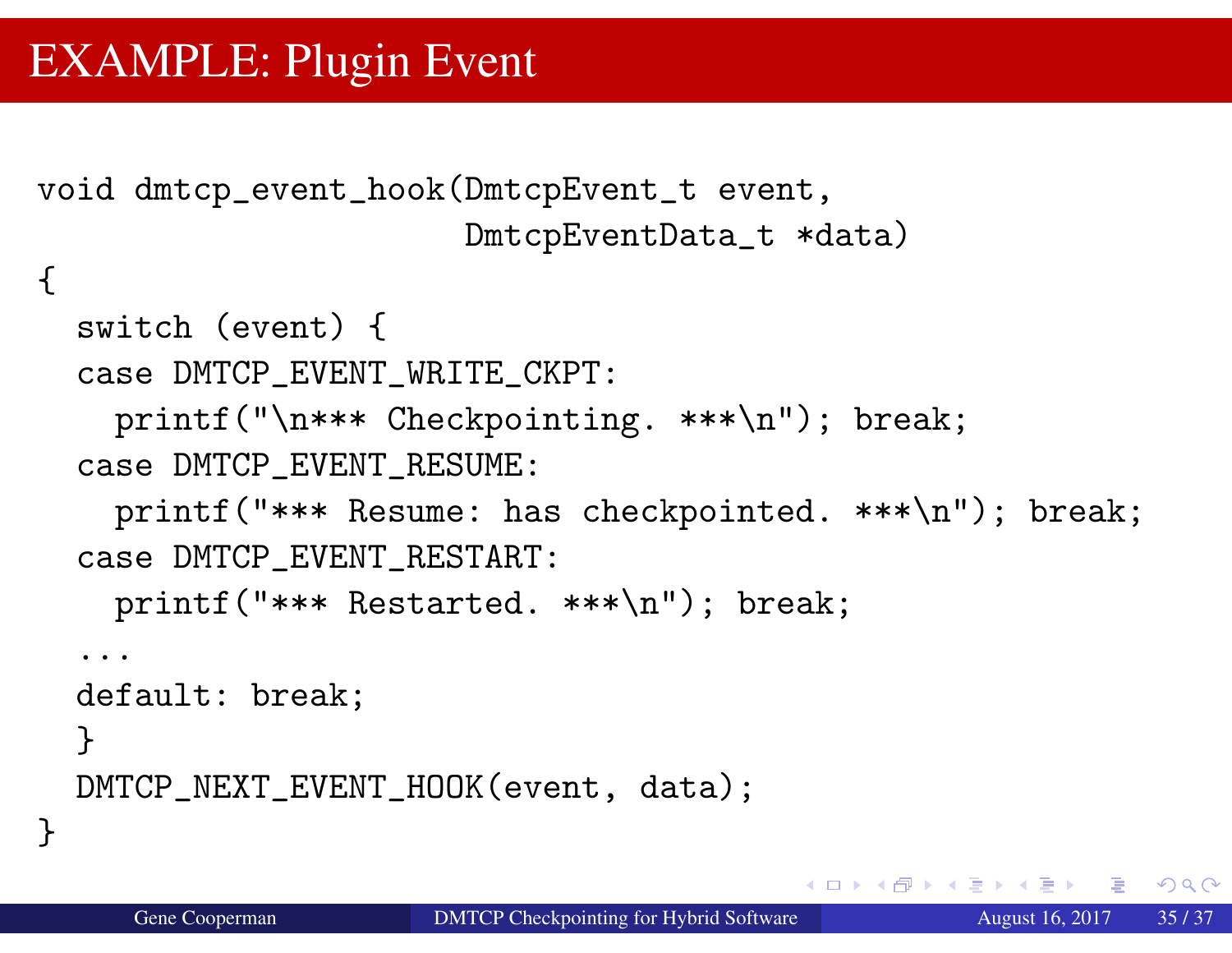# EXAMPLE: Plugin Event

```
void dmtcp_event_hook(DmtcpEvent_t event,
                      DmtcpEventData_t *data)
{
  switch (event) {
  case DMTCP_EVENT_WRITE_CKPT:
    printf("\n*** Checkpointing. ***\n"); break;
  case DMTCP_EVENT_RESUME:
    printf("*** Resume: has checkpointed. ***\n"); break;
  case DMTCP_EVENT_RESTART:
    printf("*** Restarted. ***\n"); break;
  ...
  default: break;
  }
  DMTCP_NEXT_EVENT_HOOK(event, data);
}
```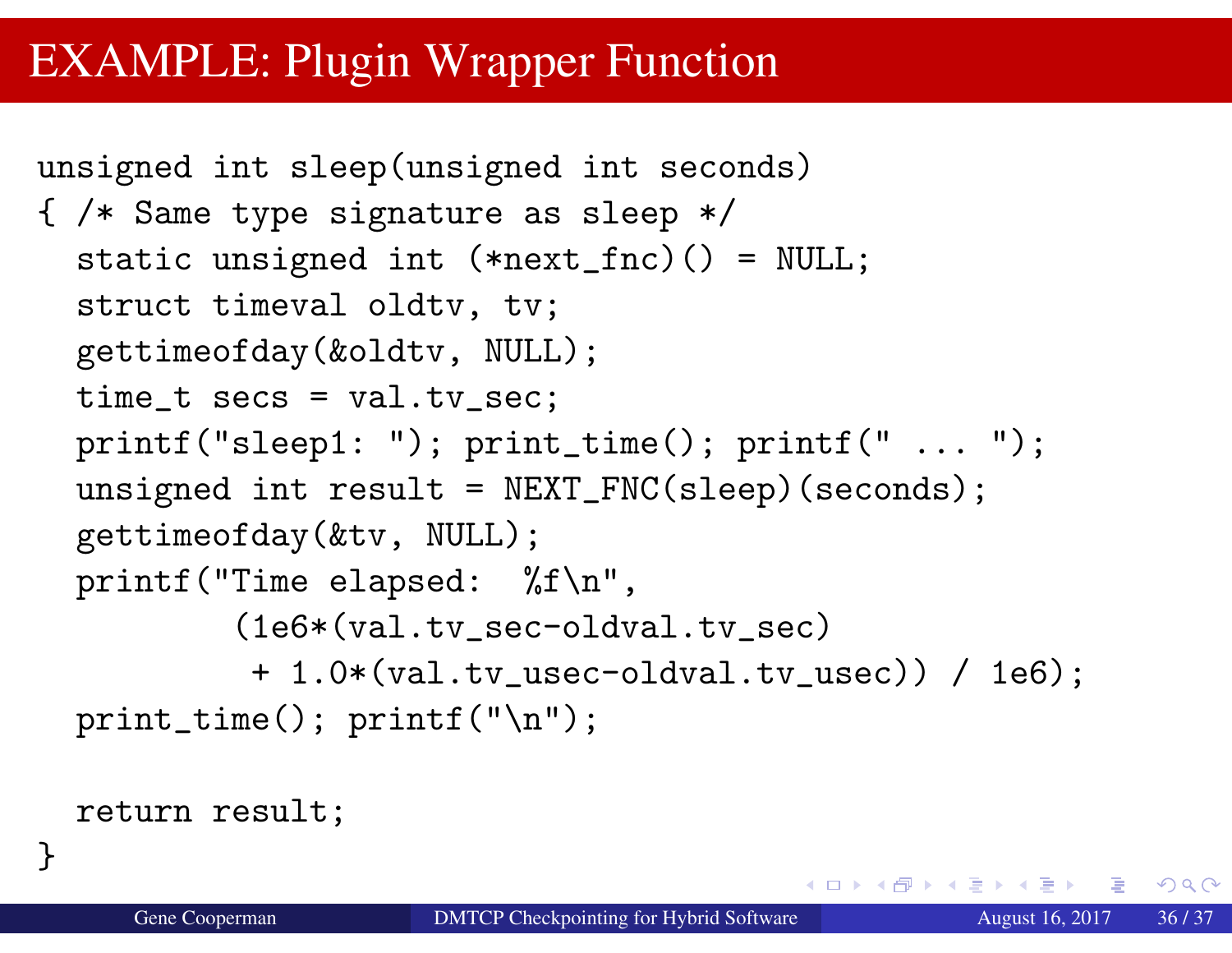# EXAMPLE: Plugin Wrapper Function

```
unsigned int sleep(unsigned int seconds)
{ /* Same type signature as sleep */
  static unsigned int (*next_fnc)() = NULL;
  struct timeval oldtv, tv;
  gettimeofday(&oldtv, NULL);
  time_t secs = val.tv_sec;
  printf("sleep1: "); print_time(); printf(" ... ");
  unsigned int result = NEXT_FNC(sleep)(seconds);
  gettimeofday(&tv, NULL);
  printf("Time elapsed:  %f\n",
          (1e6*(val.tv_sec-oldval.tv_sec)
           + 1.0*(val.tv_usec-oldval.tv_usec)) / 1e6);
  print_time(); printf("\n");

  return result;
}
```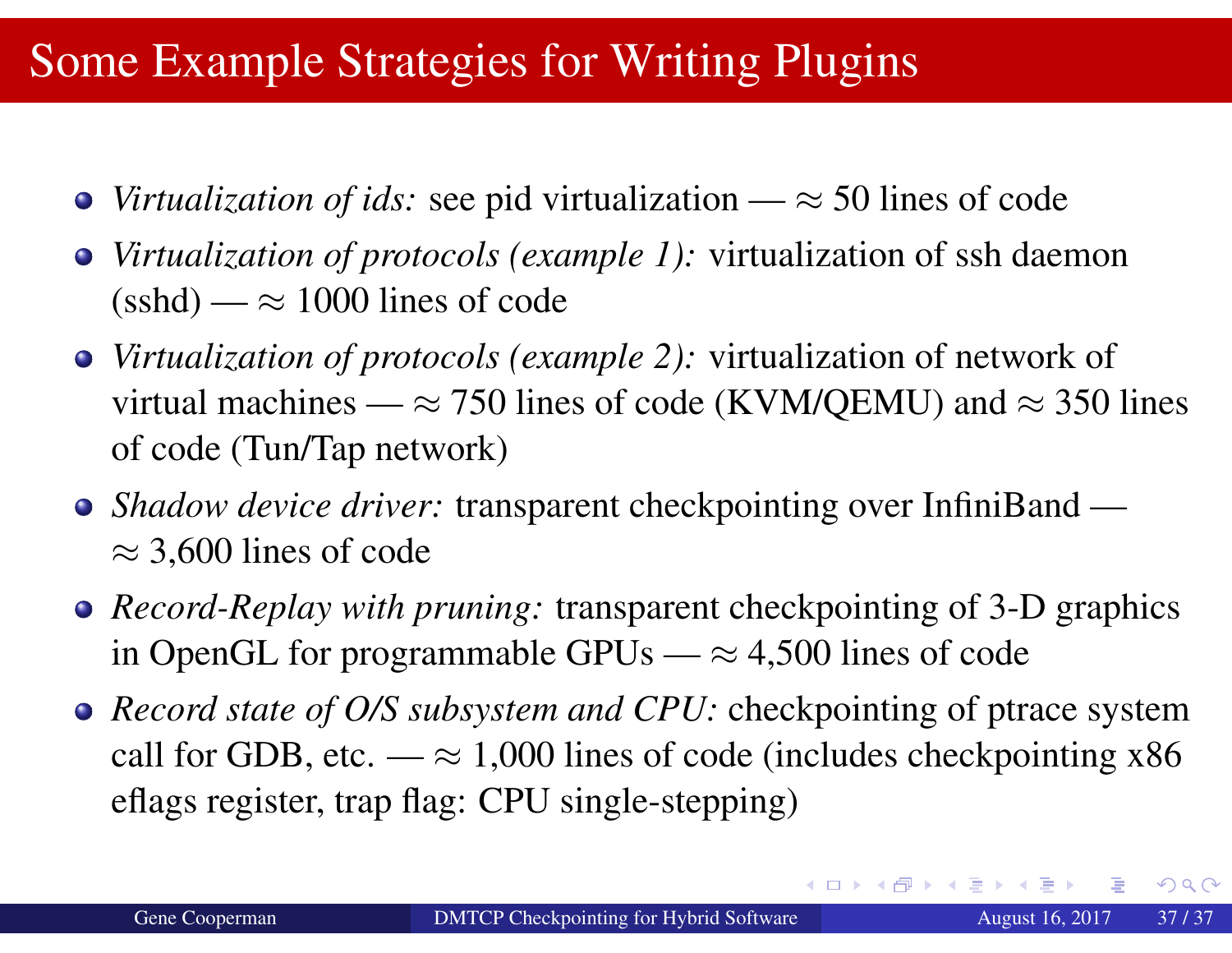# Some Example Strategies for Writing Plugins

- *Virtualization of ids:* see pid virtualization — ≈ 50 lines of code
- *Virtualization of protocols (example 1):* virtualization of ssh daemon (sshd) — ≈ 1000 lines of code
- *Virtualization of protocols (example 2):* virtualization of network of virtual machines — ≈ 750 lines of code (KVM/QEMU) and ≈ 350 lines of code (Tun/Tap network)
- *Shadow device driver:* transparent checkpointing over InfiniBand — ≈ 3,600 lines of code
- *Record-Replay with pruning:* transparent checkpointing of 3-D graphics in OpenGL for programmable GPUs — ≈ 4,500 lines of code
- *Record state of O/S subsystem and CPU:* checkpointing of ptrace system call for GDB, etc. — ≈ 1,000 lines of code (includes checkpointing x86 eflags register, trap flag: CPU single-stepping)